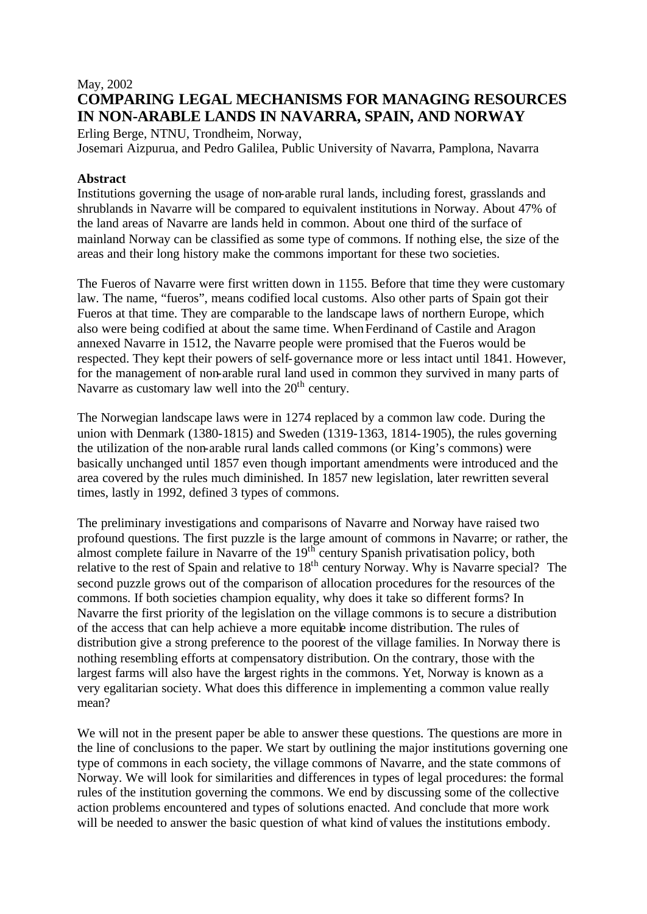May, 2002

# COMPARING LEGAL MECHANISMS FOR MANAGING RESOURCES IN NON-ARABLE LANDS IN NAVARRA, SPAIN, AND NORWAY

Erling Berge, NTNU, Trondheim, Norway,
Josemari Aizpurua, and Pedro Galilea, Public University of Navarra, Pamplona, Navarra

## Abstract

Institutions governing the usage of non-arable rural lands, including forest, grasslands and shrublands in Navarre will be compared to equivalent institutions in Norway. About 47% of the land areas of Navarre are lands held in common. About one third of the surface of mainland Norway can be classified as some type of commons. If nothing else, the size of the areas and their long history make the commons important for these two societies.

The Fueros of Navarre were first written down in 1155. Before that time they were customary law. The name, "fueros", means codified local customs. Also other parts of Spain got their Fueros at that time. They are comparable to the landscape laws of northern Europe, which also were being codified at about the same time. When Ferdinand of Castile and Aragon annexed Navarre in 1512, the Navarre people were promised that the Fueros would be respected. They kept their powers of self-governance more or less intact until 1841. However, for the management of non-arable rural land used in common they survived in many parts of Navarre as customary law well into the 20th century.

The Norwegian landscape laws were in 1274 replaced by a common law code. During the union with Denmark (1380-1815) and Sweden (1319-1363, 1814-1905), the rules governing the utilization of the non-arable rural lands called commons (or King's commons) were basically unchanged until 1857 even though important amendments were introduced and the area covered by the rules much diminished. In 1857 new legislation, later rewritten several times, lastly in 1992, defined 3 types of commons.

The preliminary investigations and comparisons of Navarre and Norway have raised two profound questions. The first puzzle is the large amount of commons in Navarre; or rather, the almost complete failure in Navarre of the 19th century Spanish privatisation policy, both relative to the rest of Spain and relative to 18th century Norway. Why is Navarre special? The second puzzle grows out of the comparison of allocation procedures for the resources of the commons. If both societies champion equality, why does it take so different forms? In Navarre the first priority of the legislation on the village commons is to secure a distribution of the access that can help achieve a more equitable income distribution. The rules of distribution give a strong preference to the poorest of the village families. In Norway there is nothing resembling efforts at compensatory distribution. On the contrary, those with the largest farms will also have the largest rights in the commons. Yet, Norway is known as a very egalitarian society. What does this difference in implementing a common value really mean?

We will not in the present paper be able to answer these questions. The questions are more in the line of conclusions to the paper. We start by outlining the major institutions governing one type of commons in each society, the village commons of Navarre, and the state commons of Norway. We will look for similarities and differences in types of legal procedures: the formal rules of the institution governing the commons. We end by discussing some of the collective action problems encountered and types of solutions enacted. And conclude that more work will be needed to answer the basic question of what kind of values the institutions embody.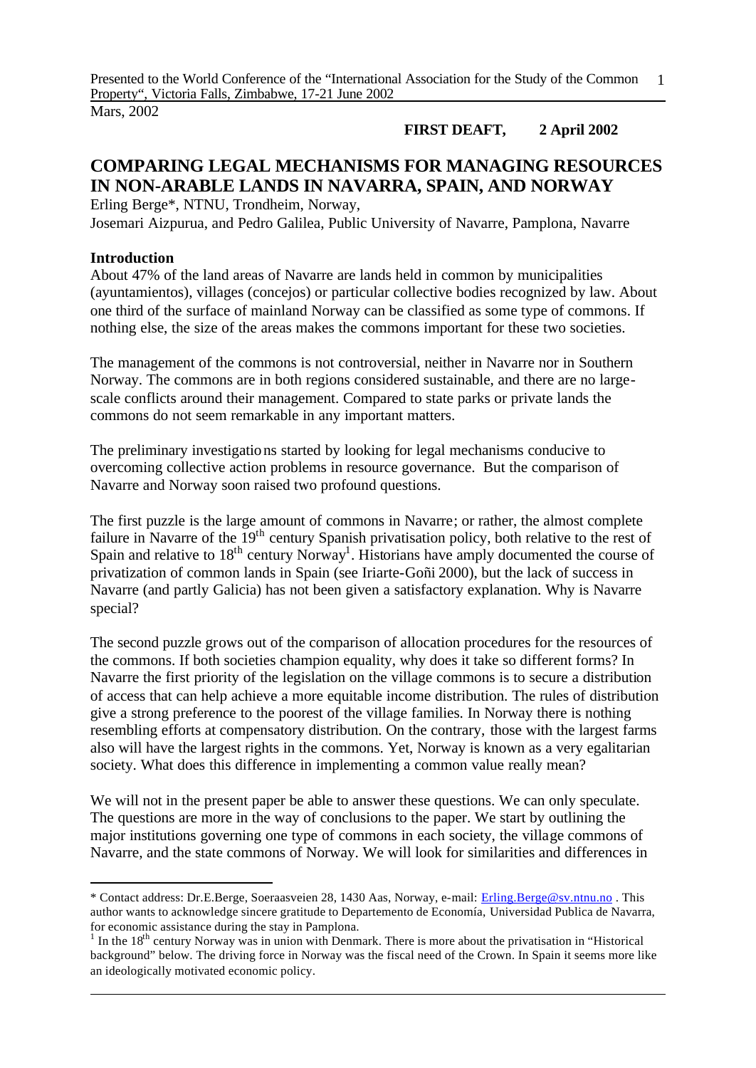Mars, 2002

**FIRST DEAFT, 2 April 2002**

# COMPARING LEGAL MECHANISMS FOR MANAGING RESOURCES IN NON-ARABLE LANDS IN NAVARRA, SPAIN, AND NORWAY

Erling Berge*, NTNU, Trondheim, Norway,
Josemari Aizpurua, and Pedro Galilea, Public University of Navarre, Pamplona, Navarre

## Introduction

About 47% of the land areas of Navarre are lands held in common by municipalities (ayuntamientos), villages (concejos) or particular collective bodies recognized by law. About one third of the surface of mainland Norway can be classified as some type of commons. If nothing else, the size of the areas makes the commons important for these two societies.

The management of the commons is not controversial, neither in Navarre nor in Southern Norway. The commons are in both regions considered sustainable, and there are no large-scale conflicts around their management. Compared to state parks or private lands the commons do not seem remarkable in any important matters.

The preliminary investigations started by looking for legal mechanisms conducive to overcoming collective action problems in resource governance. But the comparison of Navarre and Norway soon raised two profound questions.

The first puzzle is the large amount of commons in Navarre; or rather, the almost complete failure in Navarre of the 19th century Spanish privatisation policy, both relative to the rest of Spain and relative to 18th century Norway[1]. Historians have amply documented the course of privatization of common lands in Spain (see Iriarte-Goñi 2000), but the lack of success in Navarre (and partly Galicia) has not been given a satisfactory explanation. Why is Navarre special?

The second puzzle grows out of the comparison of allocation procedures for the resources of the commons. If both societies champion equality, why does it take so different forms? In Navarre the first priority of the legislation on the village commons is to secure a distribution of access that can help achieve a more equitable income distribution. The rules of distribution give a strong preference to the poorest of the village families. In Norway there is nothing resembling efforts at compensatory distribution. On the contrary, those with the largest farms also will have the largest rights in the commons. Yet, Norway is known as a very egalitarian society. What does this difference in implementing a common value really mean?

We will not in the present paper be able to answer these questions. We can only speculate. The questions are more in the way of conclusions to the paper. We start by outlining the major institutions governing one type of commons in each society, the village commons of Navarre, and the state commons of Norway. We will look for similarities and differences in

---

* Contact address: Dr.E.Berge, Soeraasveien 28, 1430 Aas, Norway, e-mail: Erling.Berge@sv.ntnu.no . This author wants to acknowledge sincere gratitude to Departemento de Economía, Universidad Publica de Navarra, for economic assistance during the stay in Pamplona.

[1] In the 18th century Norway was in union with Denmark. There is more about the privatisation in "Historical background" below. The driving force in Norway was the fiscal need of the Crown. In Spain it seems more like an ideologically motivated economic policy.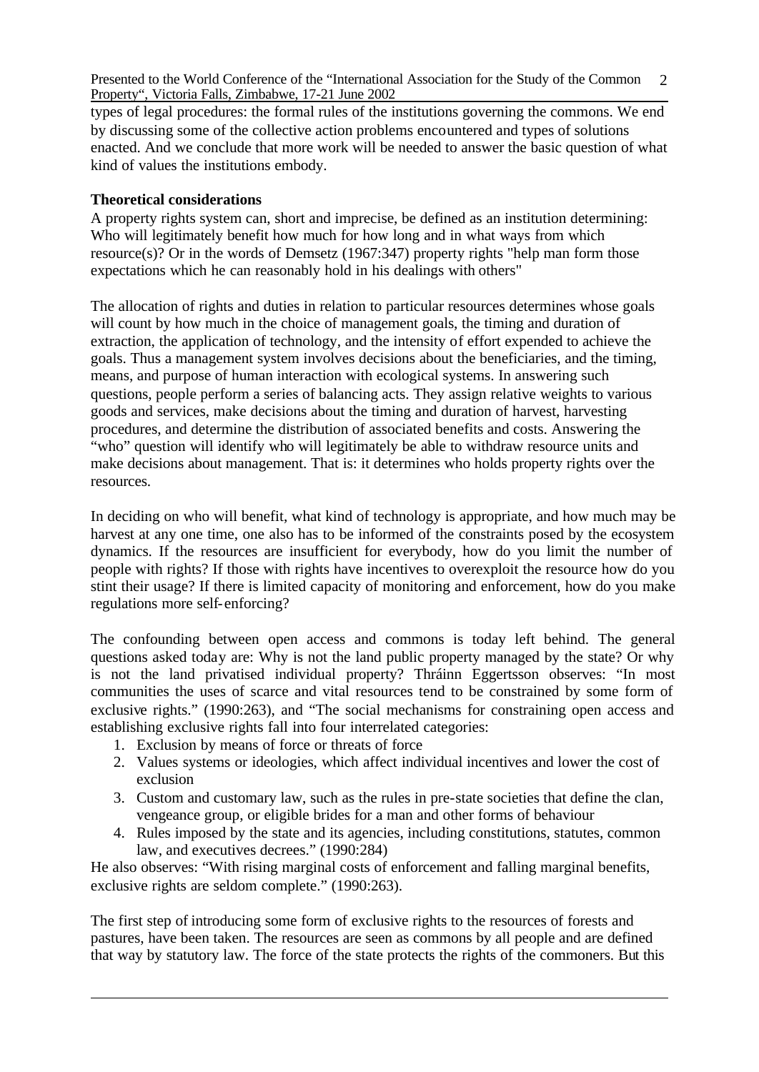types of legal procedures: the formal rules of the institutions governing the commons. We end by discussing some of the collective action problems encountered and types of solutions enacted. And we conclude that more work will be needed to answer the basic question of what kind of values the institutions embody.

**Theoretical considerations**

A property rights system can, short and imprecise, be defined as an institution determining: Who will legitimately benefit how much for how long and in what ways from which resource(s)? Or in the words of Demsetz (1967:347) property rights "help man form those expectations which he can reasonably hold in his dealings with others"

The allocation of rights and duties in relation to particular resources determines whose goals will count by how much in the choice of management goals, the timing and duration of extraction, the application of technology, and the intensity of effort expended to achieve the goals. Thus a management system involves decisions about the beneficiaries, and the timing, means, and purpose of human interaction with ecological systems. In answering such questions, people perform a series of balancing acts. They assign relative weights to various goods and services, make decisions about the timing and duration of harvest, harvesting procedures, and determine the distribution of associated benefits and costs. Answering the "who" question will identify who will legitimately be able to withdraw resource units and make decisions about management. That is: it determines who holds property rights over the resources.

In deciding on who will benefit, what kind of technology is appropriate, and how much may be harvest at any one time, one also has to be informed of the constraints posed by the ecosystem dynamics. If the resources are insufficient for everybody, how do you limit the number of people with rights? If those with rights have incentives to overexploit the resource how do you stint their usage? If there is limited capacity of monitoring and enforcement, how do you make regulations more self-enforcing?

The confounding between open access and commons is today left behind. The general questions asked today are: Why is not the land public property managed by the state? Or why is not the land privatised individual property? Thráinn Eggertsson observes: "In most communities the uses of scarce and vital resources tend to be constrained by some form of exclusive rights." (1990:263), and "The social mechanisms for constraining open access and establishing exclusive rights fall into four interrelated categories:

1. Exclusion by means of force or threats of force
2. Values systems or ideologies, which affect individual incentives and lower the cost of exclusion
3. Custom and customary law, such as the rules in pre-state societies that define the clan, vengeance group, or eligible brides for a man and other forms of behaviour
4. Rules imposed by the state and its agencies, including constitutions, statutes, common law, and executives decrees." (1990:284)

He also observes: "With rising marginal costs of enforcement and falling marginal benefits, exclusive rights are seldom complete." (1990:263).

The first step of introducing some form of exclusive rights to the resources of forests and pastures, have been taken. The resources are seen as commons by all people and are defined that way by statutory law. The force of the state protects the rights of the commoners. But this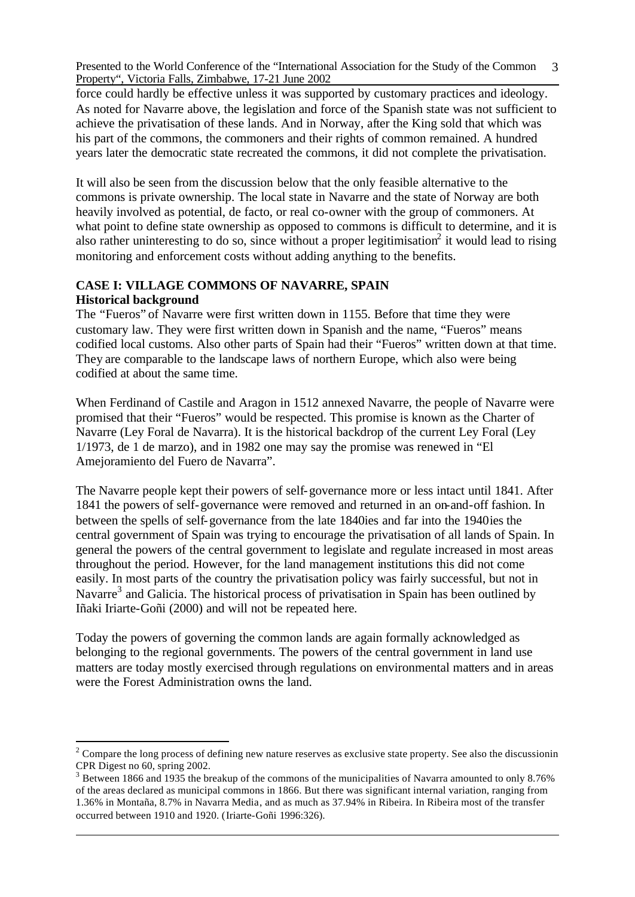force could hardly be effective unless it was supported by customary practices and ideology. As noted for Navarre above, the legislation and force of the Spanish state was not sufficient to achieve the privatisation of these lands. And in Norway, after the King sold that which was his part of the commons, the commoners and their rights of common remained. A hundred years later the democratic state recreated the commons, it did not complete the privatisation.

It will also be seen from the discussion below that the only feasible alternative to the commons is private ownership. The local state in Navarre and the state of Norway are both heavily involved as potential, de facto, or real co-owner with the group of commoners. At what point to define state ownership as opposed to commons is difficult to determine, and it is also rather uninteresting to do so, since without a proper legitimisation[2] it would lead to rising monitoring and enforcement costs without adding anything to the benefits.

## CASE I: VILLAGE COMMONS OF NAVARRE, SPAIN

### Historical background

The "Fueros" of Navarre were first written down in 1155. Before that time they were customary law. They were first written down in Spanish and the name, "Fueros" means codified local customs. Also other parts of Spain had their "Fueros" written down at that time. They are comparable to the landscape laws of northern Europe, which also were being codified at about the same time.

When Ferdinand of Castile and Aragon in 1512 annexed Navarre, the people of Navarre were promised that their "Fueros" would be respected. This promise is known as the Charter of Navarre (Ley Foral de Navarra). It is the historical backdrop of the current Ley Foral (Ley 1/1973, de 1 de marzo), and in 1982 one may say the promise was renewed in "El Amejoramiento del Fuero de Navarra".

The Navarre people kept their powers of self-governance more or less intact until 1841. After 1841 the powers of self-governance were removed and returned in an on-and-off fashion. In between the spells of self-governance from the late 1840ies and far into the 1940ies the central government of Spain was trying to encourage the privatisation of all lands of Spain. In general the powers of the central government to legislate and regulate increased in most areas throughout the period. However, for the land management institutions this did not come easily. In most parts of the country the privatisation policy was fairly successful, but not in Navarre[3] and Galicia. The historical process of privatisation in Spain has been outlined by Iñaki Iriarte-Goñi (2000) and will not be repeated here.

Today the powers of governing the common lands are again formally acknowledged as belonging to the regional governments. The powers of the central government in land use matters are today mostly exercised through regulations on environmental matters and in areas were the Forest Administration owns the land.

---

[2] Compare the long process of defining new nature reserves as exclusive state property. See also the discussionin CPR Digest no 60, spring 2002.

[3] Between 1866 and 1935 the breakup of the commons of the municipalities of Navarra amounted to only 8.76% of the areas declared as municipal commons in 1866. But there was significant internal variation, ranging from 1.36% in Montaña, 8.7% in Navarra Media, and as much as 37.94% in Ribeira. In Ribeira most of the transfer occurred between 1910 and 1920. (Iriarte-Goñi 1996:326).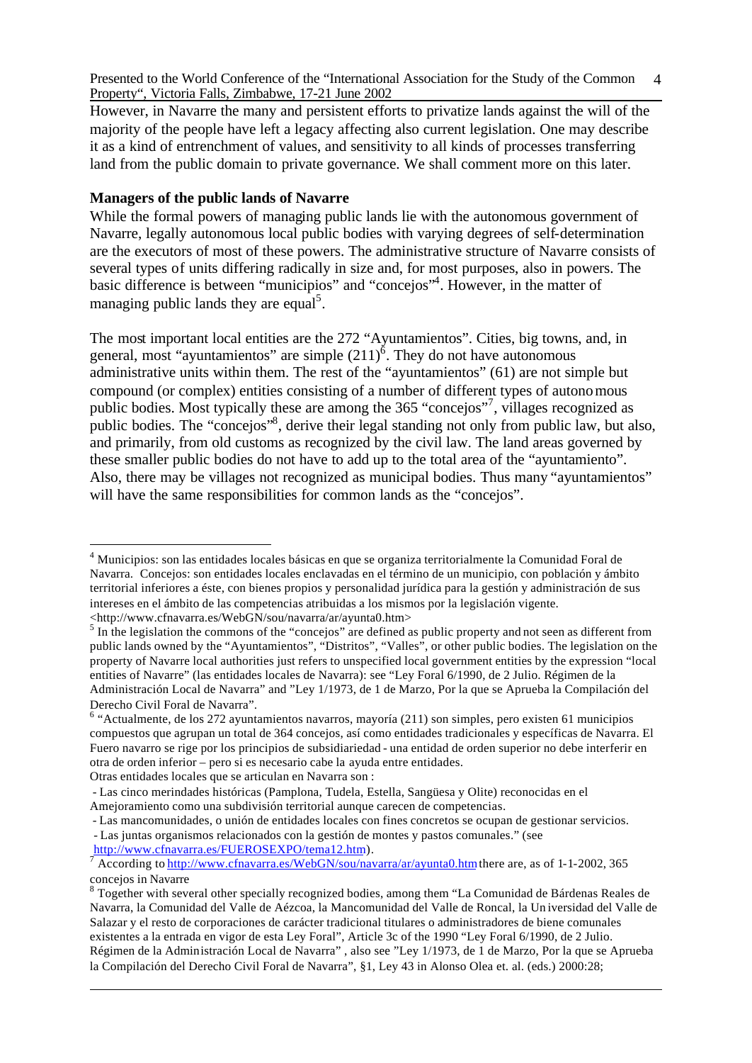However, in Navarre the many and persistent efforts to privatize lands against the will of the majority of the people have left a legacy affecting also current legislation. One may describe it as a kind of entrenchment of values, and sensitivity to all kinds of processes transferring land from the public domain to private governance. We shall comment more on this later.

**Managers of the public lands of Navarre**

While the formal powers of managing public lands lie with the autonomous government of Navarre, legally autonomous local public bodies with varying degrees of self-determination are the executors of most of these powers. The administrative structure of Navarre consists of several types of units differing radically in size and, for most purposes, also in powers. The basic difference is between "municipios" and "concejos"[4]. However, in the matter of managing public lands they are equal[5].

The most important local entities are the 272 "Ayuntamientos". Cities, big towns, and, in general, most "ayuntamientos" are simple (211)[6]. They do not have autonomous administrative units within them. The rest of the "ayuntamientos" (61) are not simple but compound (or complex) entities consisting of a number of different types of autonomous public bodies. Most typically these are among the 365 "concejos"[7], villages recognized as public bodies. The "concejos"[8], derive their legal standing not only from public law, but also, and primarily, from old customs as recognized by the civil law. The land areas governed by these smaller public bodies do not have to add up to the total area of the "ayuntamiento". Also, there may be villages not recognized as municipal bodies. Thus many "ayuntamientos" will have the same responsibilities for common lands as the "concejos".

---

[4] Municipios: son las entidades locales básicas en que se organiza territorialmente la Comunidad Foral de Navarra. Concejos: son entidades locales enclavadas en el término de un municipio, con población y ámbito territorial inferiores a éste, con bienes propios y personalidad jurídica para la gestión y administración de sus intereses en el ámbito de las competencias atribuidas a los mismos por la legislación vigente. <http://www.cfnavarra.es/WebGN/sou/navarra/ar/ayunta0.htm>

[5] In the legislation the commons of the "concejos" are defined as public property and not seen as different from public lands owned by the "Ayuntamientos", "Distritos", "Valles", or other public bodies. The legislation on the property of Navarre local authorities just refers to unspecified local government entities by the expression "local entities of Navarre" (las entidades locales de Navarra): see "Ley Foral 6/1990, de 2 Julio. Régimen de la Administración Local de Navarra" and "Ley 1/1973, de 1 de Marzo, Por la que se Aprueba la Compilación del Derecho Civil Foral de Navarra".

[6] "Actualmente, de los 272 ayuntamientos navarros, mayoría (211) son simples, pero existen 61 municipios compuestos que agrupan un total de 364 concejos, así como entidades tradicionales y específicas de Navarra. El Fuero navarro se rige por los principios de subsidiariedad - una entidad de orden superior no debe interferir en otra de orden inferior – pero si es necesario cabe la ayuda entre entidades.
Otras entidades locales que se articulan en Navarra son :
- Las cinco merindades históricas (Pamplona, Tudela, Estella, Sangüesa y Olite) reconocidas en el Amejoramiento como una subdivisión territorial aunque carecen de competencias.
- Las mancomunidades, o unión de entidades locales con fines concretos se ocupan de gestionar servicios.
- Las juntas organismos relacionados con la gestión de montes y pastos comunales." (see http://www.cfnavarra.es/FUEROSEXPO/tema12.htm).

[7] According to http://www.cfnavarra.es/WebGN/sou/navarra/ar/ayunta0.htm there are, as of 1-1-2002, 365 concejos in Navarre

[8] Together with several other specially recognized bodies, among them "La Comunidad de Bárdenas Reales de Navarra, la Comunidad del Valle de Aézcoa, la Mancomunidad del Valle de Roncal, la Universidad del Valle de Salazar y el resto de corporaciones de carácter tradicional titulares o administradores de biene comunales existentes a la entrada en vigor de esta Ley Foral", Article 3c of the 1990 "Ley Foral 6/1990, de 2 Julio. Régimen de la Administración Local de Navarra" , also see "Ley 1/1973, de 1 de Marzo, Por la que se Aprueba la Compilación del Derecho Civil Foral de Navarra", §1, Ley 43 in Alonso Olea et. al. (eds.) 2000:28;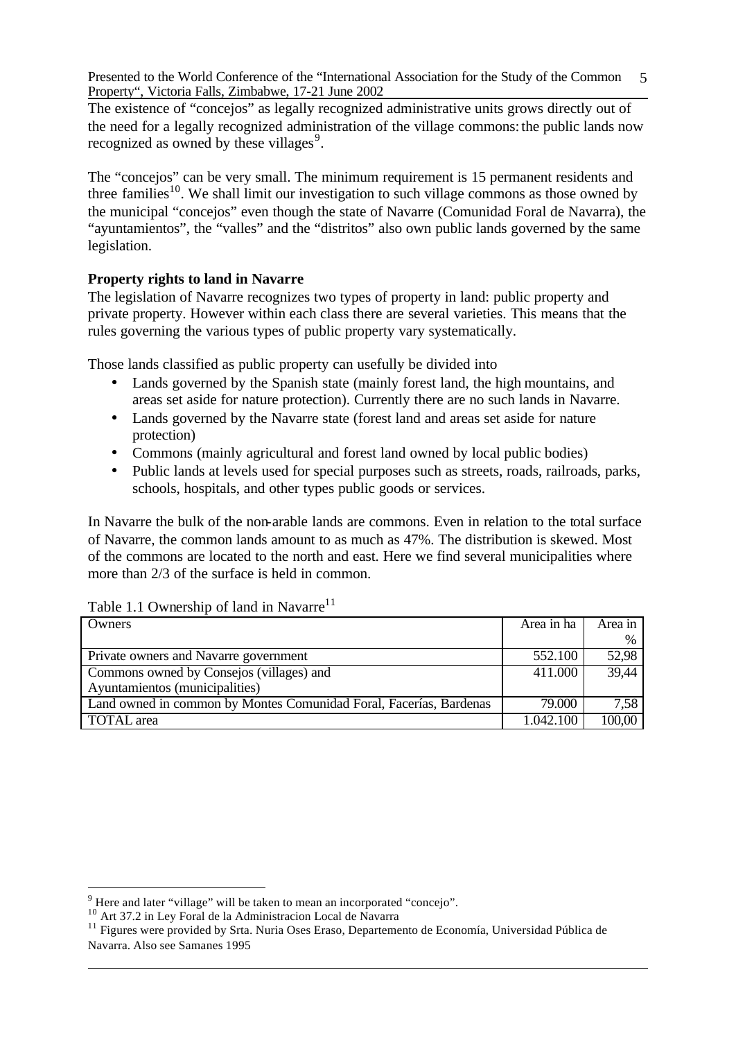The existence of "concejos" as legally recognized administrative units grows directly out of the need for a legally recognized administration of the village commons: the public lands now recognized as owned by these villages[9].

The "concejos" can be very small. The minimum requirement is 15 permanent residents and three families[10]. We shall limit our investigation to such village commons as those owned by the municipal "concejos" even though the state of Navarre (Comunidad Foral de Navarra), the "ayuntamientos", the "valles" and the "distritos" also own public lands governed by the same legislation.

**Property rights to land in Navarre**

The legislation of Navarre recognizes two types of property in land: public property and private property. However within each class there are several varieties. This means that the rules governing the various types of public property vary systematically.

Those lands classified as public property can usefully be divided into

- Lands governed by the Spanish state (mainly forest land, the high mountains, and areas set aside for nature protection). Currently there are no such lands in Navarre.
- Lands governed by the Navarre state (forest land and areas set aside for nature protection)
- Commons (mainly agricultural and forest land owned by local public bodies)
- Public lands at levels used for special purposes such as streets, roads, railroads, parks, schools, hospitals, and other types public goods or services.

In Navarre the bulk of the non-arable lands are commons. Even in relation to the total surface of Navarre, the common lands amount to as much as 47%. The distribution is skewed. Most of the commons are located to the north and east. Here we find several municipalities where more than 2/3 of the surface is held in common.

Table 1.1 Ownership of land in Navarre[11]

| Owners | Area in ha | Area in % |
|---|---|---|
| Private owners and Navarre government | 552.100 | 52,98 |
| Commons owned by Consejos (villages) and Ayuntamientos (municipalities) | 411.000 | 39,44 |
| Land owned in common by Montes Comunidad Foral, Facerías, Bardenas | 79.000 | 7,58 |
| TOTAL area | 1.042.100 | 100,00 |

[9] Here and later "village" will be taken to mean an incorporated "concejo".

[10] Art 37.2 in Ley Foral de la Administracion Local de Navarra

[11] Figures were provided by Srta. Nuria Oses Eraso, Departemento de Economía, Universidad Pública de Navarra. Also see Samanes 1995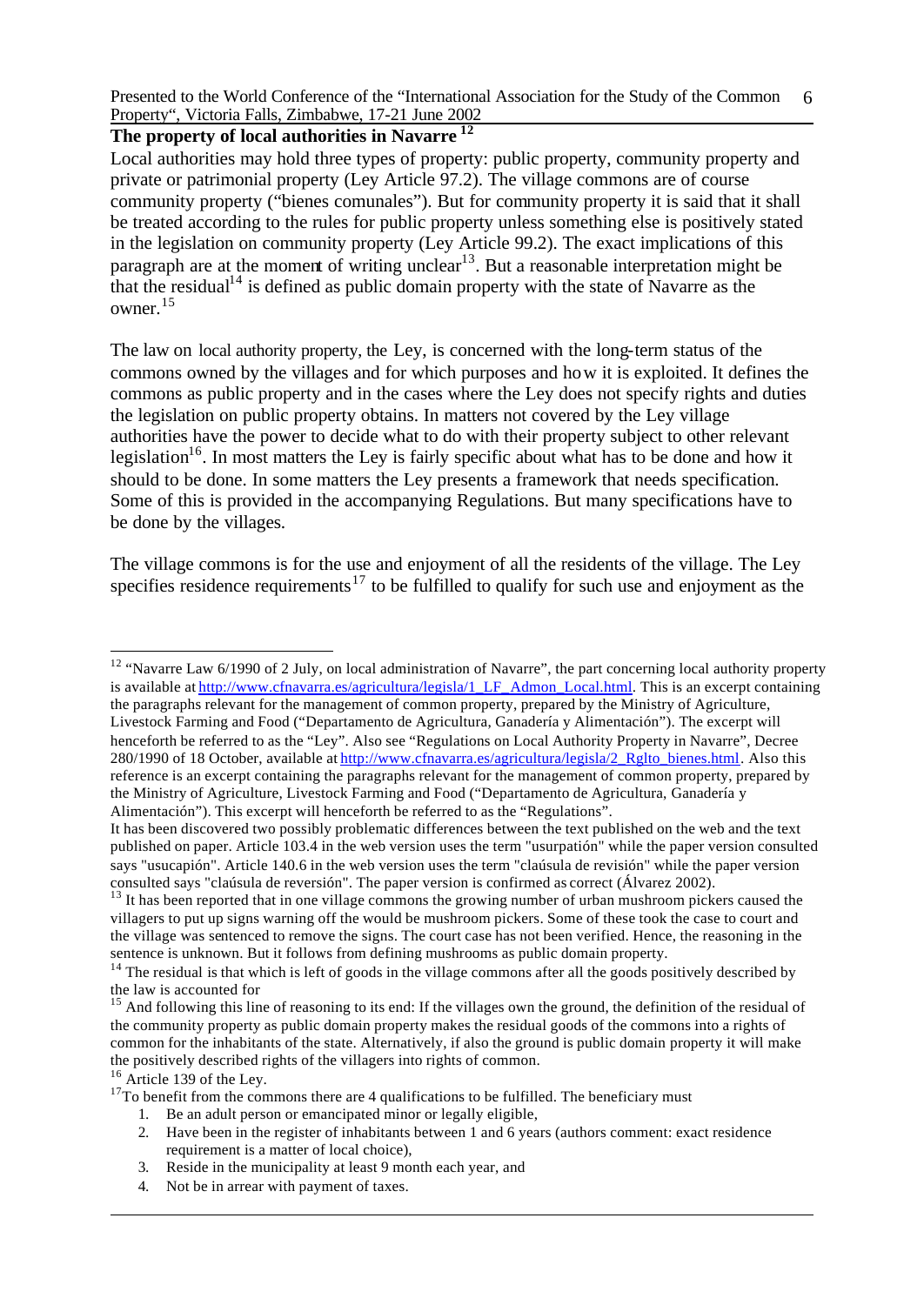## The property of local authorities in Navarre [12]

Local authorities may hold three types of property: public property, community property and private or patrimonial property (Ley Article 97.2). The village commons are of course community property ("bienes comunales"). But for community property it is said that it shall be treated according to the rules for public property unless something else is positively stated in the legislation on community property (Ley Article 99.2). The exact implications of this paragraph are at the moment of writing unclear[13]. But a reasonable interpretation might be that the residual[14] is defined as public domain property with the state of Navarre as the owner.[15]

The law on local authority property, the Ley, is concerned with the long-term status of the commons owned by the villages and for which purposes and how it is exploited. It defines the commons as public property and in the cases where the Ley does not specify rights and duties the legislation on public property obtains. In matters not covered by the Ley village authorities have the power to decide what to do with their property subject to other relevant legislation[16]. In most matters the Ley is fairly specific about what has to be done and how it should to be done. In some matters the Ley presents a framework that needs specification. Some of this is provided in the accompanying Regulations. But many specifications have to be done by the villages.

The village commons is for the use and enjoyment of all the residents of the village. The Ley specifies residence requirements[17] to be fulfilled to qualify for such use and enjoyment as the

---

[12] "Navarre Law 6/1990 of 2 July, on local administration of Navarre", the part concerning local authority property is available at http://www.cfnavarra.es/agricultura/legisla/1_LF_Admon_Local.html. This is an excerpt containing the paragraphs relevant for the management of common property, prepared by the Ministry of Agriculture, Livestock Farming and Food ("Departamento de Agricultura, Ganadería y Alimentación"). The excerpt will henceforth be referred to as the "Ley". Also see "Regulations on Local Authority Property in Navarre", Decree 280/1990 of 18 October, available at http://www.cfnavarra.es/agricultura/legisla/2_Rglto_bienes.html. Also this reference is an excerpt containing the paragraphs relevant for the management of common property, prepared by the Ministry of Agriculture, Livestock Farming and Food ("Departamento de Agricultura, Ganadería y Alimentación"). This excerpt will henceforth be referred to as the "Regulations".
It has been discovered two possibly problematic differences between the text published on the web and the text published on paper. Article 103.4 in the web version uses the term "usurpatión" while the paper version consulted says "usucapión". Article 140.6 in the web version uses the term "claúsula de revisión" while the paper version consulted says "claúsula de reversión". The paper version is confirmed as correct (Álvarez 2002).

[13] It has been reported that in one village commons the growing number of urban mushroom pickers caused the villagers to put up signs warning off the would be mushroom pickers. Some of these took the case to court and the village was sentenced to remove the signs. The court case has not been verified. Hence, the reasoning in the sentence is unknown. But it follows from defining mushrooms as public domain property.

[14] The residual is that which is left of goods in the village commons after all the goods positively described by the law is accounted for

[15] And following this line of reasoning to its end: If the villages own the ground, the definition of the residual of the community property as public domain property makes the residual goods of the commons into a rights of common for the inhabitants of the state. Alternatively, if also the ground is public domain property it will make the positively described rights of the villagers into rights of common.

[16] Article 139 of the Ley.

[17] To benefit from the commons there are 4 qualifications to be fulfilled. The beneficiary must

1. Be an adult person or emancipated minor or legally eligible,
2. Have been in the register of inhabitants between 1 and 6 years (authors comment: exact residence requirement is a matter of local choice),
3. Reside in the municipality at least 9 month each year, and
4. Not be in arrear with payment of taxes.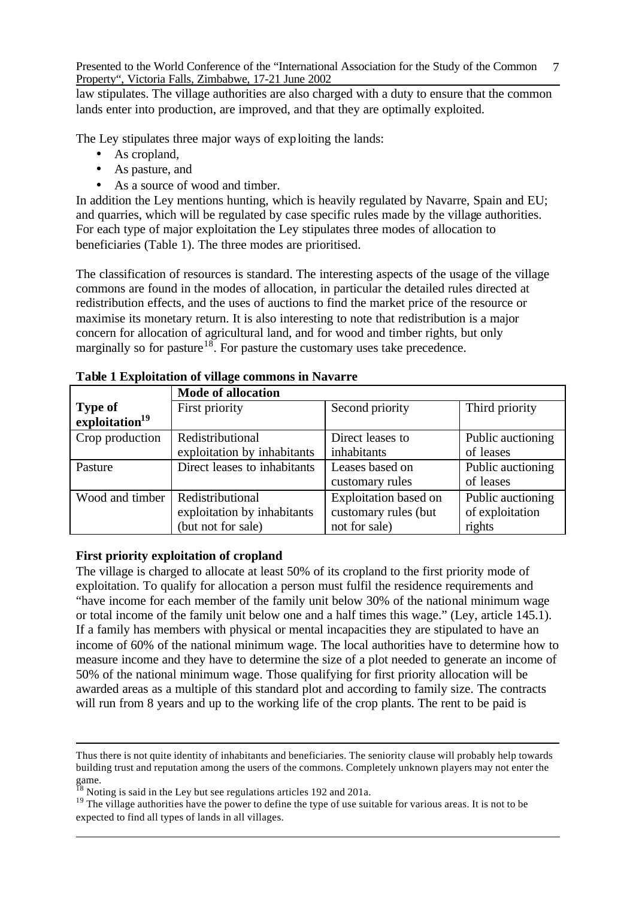law stipulates. The village authorities are also charged with a duty to ensure that the common lands enter into production, are improved, and that they are optimally exploited.

The Ley stipulates three major ways of exploiting the lands:

- As cropland,
- As pasture, and
- As a source of wood and timber.

In addition the Ley mentions hunting, which is heavily regulated by Navarre, Spain and EU; and quarries, which will be regulated by case specific rules made by the village authorities. For each type of major exploitation the Ley stipulates three modes of allocation to beneficiaries (Table 1). The three modes are prioritised.

The classification of resources is standard. The interesting aspects of the usage of the village commons are found in the modes of allocation, in particular the detailed rules directed at redistribution effects, and the uses of auctions to find the market price of the resource or maximise its monetary return. It is also interesting to note that redistribution is a major concern for allocation of agricultural land, and for wood and timber rights, but only marginally so for pasture[18]. For pasture the customary uses take precedence.

**Table 1 Exploitation of village commons in Navarre**

| | Mode of allocation | | |
|---|---|---|---|
| **Type of exploitation[19]** | First priority | Second priority | Third priority |
| Crop production | Redistributional exploitation by inhabitants | Direct leases to inhabitants | Public auctioning of leases |
| Pasture | Direct leases to inhabitants | Leases based on customary rules | Public auctioning of leases |
| Wood and timber | Redistributional exploitation by inhabitants (but not for sale) | Exploitation based on customary rules (but not for sale) | Public auctioning of exploitation rights |

**First priority exploitation of cropland**

The village is charged to allocate at least 50% of its cropland to the first priority mode of exploitation. To qualify for allocation a person must fulfil the residence requirements and "have income for each member of the family unit below 30% of the national minimum wage or total income of the family unit below one and a half times this wage." (Ley, article 145.1). If a family has members with physical or mental incapacities they are stipulated to have an income of 60% of the national minimum wage. The local authorities have to determine how to measure income and they have to determine the size of a plot needed to generate an income of 50% of the national minimum wage. Those qualifying for first priority allocation will be awarded areas as a multiple of this standard plot and according to family size. The contracts will run from 8 years and up to the working life of the crop plants. The rent to be paid is

---

Thus there is not quite identity of inhabitants and beneficiaries. The seniority clause will probably help towards building trust and reputation among the users of the commons. Completely unknown players may not enter the game.

[18] Noting is said in the Ley but see regulations articles 192 and 201a.

[19] The village authorities have the power to define the type of use suitable for various areas. It is not to be expected to find all types of lands in all villages.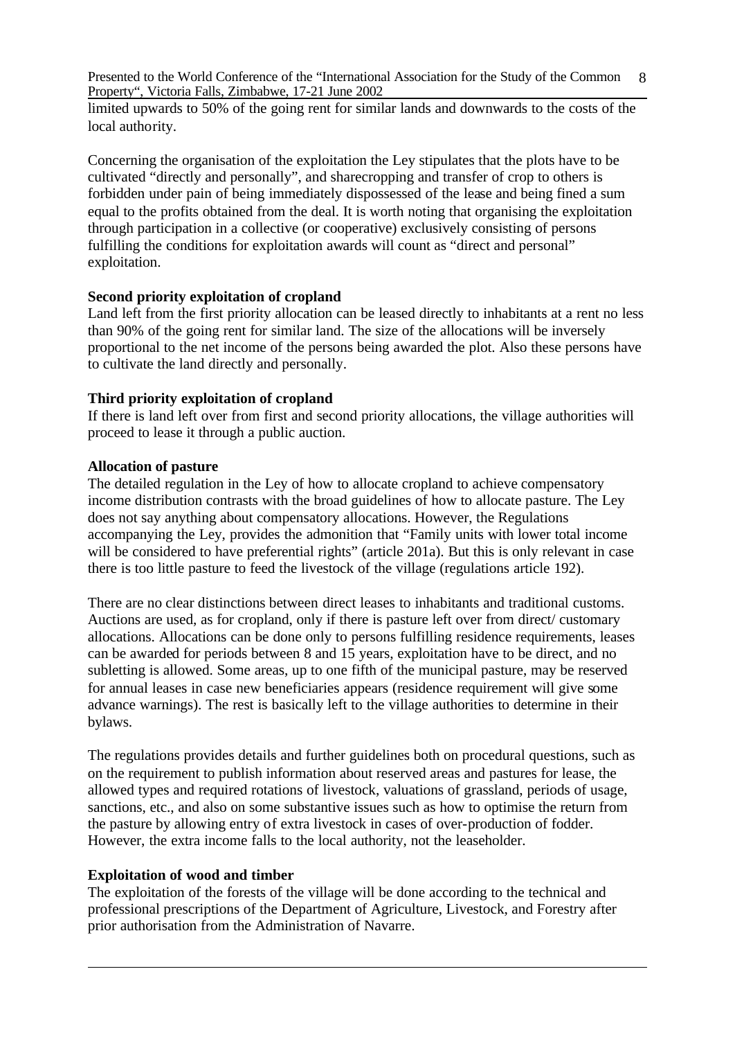limited upwards to 50% of the going rent for similar lands and downwards to the costs of the local authority.

Concerning the organisation of the exploitation the Ley stipulates that the plots have to be cultivated "directly and personally", and sharecropping and transfer of crop to others is forbidden under pain of being immediately dispossessed of the lease and being fined a sum equal to the profits obtained from the deal. It is worth noting that organising the exploitation through participation in a collective (or cooperative) exclusively consisting of persons fulfilling the conditions for exploitation awards will count as "direct and personal" exploitation.

**Second priority exploitation of cropland**

Land left from the first priority allocation can be leased directly to inhabitants at a rent no less than 90% of the going rent for similar land. The size of the allocations will be inversely proportional to the net income of the persons being awarded the plot. Also these persons have to cultivate the land directly and personally.

**Third priority exploitation of cropland**

If there is land left over from first and second priority allocations, the village authorities will proceed to lease it through a public auction.

**Allocation of pasture**

The detailed regulation in the Ley of how to allocate cropland to achieve compensatory income distribution contrasts with the broad guidelines of how to allocate pasture. The Ley does not say anything about compensatory allocations. However, the Regulations accompanying the Ley, provides the admonition that "Family units with lower total income will be considered to have preferential rights" (article 201a). But this is only relevant in case there is too little pasture to feed the livestock of the village (regulations article 192).

There are no clear distinctions between direct leases to inhabitants and traditional customs. Auctions are used, as for cropland, only if there is pasture left over from direct/ customary allocations. Allocations can be done only to persons fulfilling residence requirements, leases can be awarded for periods between 8 and 15 years, exploitation have to be direct, and no subletting is allowed. Some areas, up to one fifth of the municipal pasture, may be reserved for annual leases in case new beneficiaries appears (residence requirement will give some advance warnings). The rest is basically left to the village authorities to determine in their bylaws.

The regulations provides details and further guidelines both on procedural questions, such as on the requirement to publish information about reserved areas and pastures for lease, the allowed types and required rotations of livestock, valuations of grassland, periods of usage, sanctions, etc., and also on some substantive issues such as how to optimise the return from the pasture by allowing entry of extra livestock in cases of over-production of fodder. However, the extra income falls to the local authority, not the leaseholder.

**Exploitation of wood and timber**

The exploitation of the forests of the village will be done according to the technical and professional prescriptions of the Department of Agriculture, Livestock, and Forestry after prior authorisation from the Administration of Navarre.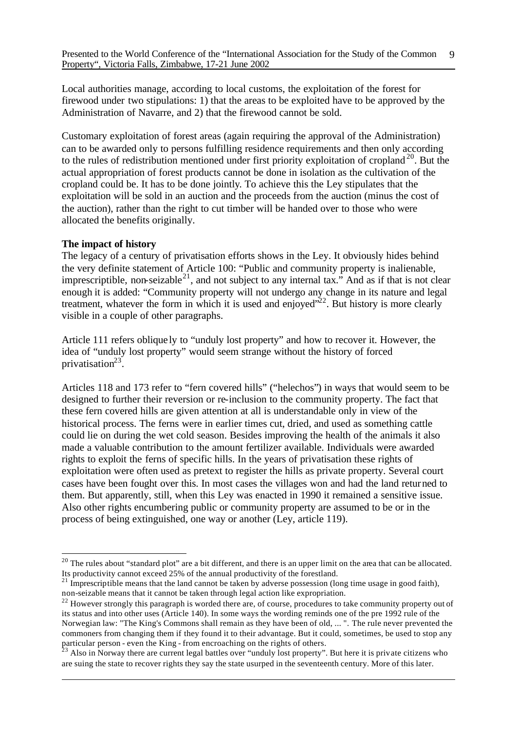Local authorities manage, according to local customs, the exploitation of the forest for firewood under two stipulations: 1) that the areas to be exploited have to be approved by the Administration of Navarre, and 2) that the firewood cannot be sold.

Customary exploitation of forest areas (again requiring the approval of the Administration) can to be awarded only to persons fulfilling residence requirements and then only according to the rules of redistribution mentioned under first priority exploitation of cropland[20]. But the actual appropriation of forest products cannot be done in isolation as the cultivation of the cropland could be. It has to be done jointly. To achieve this the Ley stipulates that the exploitation will be sold in an auction and the proceeds from the auction (minus the cost of the auction), rather than the right to cut timber will be handed over to those who were allocated the benefits originally.

**The impact of history**

The legacy of a century of privatisation efforts shows in the Ley. It obviously hides behind the very definite statement of Article 100: "Public and community property is inalienable, imprescriptible, non-seizable[21], and not subject to any internal tax." And as if that is not clear enough it is added: "Community property will not undergo any change in its nature and legal treatment, whatever the form in which it is used and enjoyed"[22]. But history is more clearly visible in a couple of other paragraphs.

Article 111 refers obliquely to "unduly lost property" and how to recover it. However, the idea of "unduly lost property" would seem strange without the history of forced privatisation[23].

Articles 118 and 173 refer to "fern covered hills" ("helechos") in ways that would seem to be designed to further their reversion or re-inclusion to the community property. The fact that these fern covered hills are given attention at all is understandable only in view of the historical process. The ferns were in earlier times cut, dried, and used as something cattle could lie on during the wet cold season. Besides improving the health of the animals it also made a valuable contribution to the amount fertilizer available. Individuals were awarded rights to exploit the ferns of specific hills. In the years of privatisation these rights of exploitation were often used as pretext to register the hills as private property. Several court cases have been fought over this. In most cases the villages won and had the land returned to them. But apparently, still, when this Ley was enacted in 1990 it remained a sensitive issue. Also other rights encumbering public or community property are assumed to be or in the process of being extinguished, one way or another (Ley, article 119).

---

[20] The rules about "standard plot" are a bit different, and there is an upper limit on the area that can be allocated. Its productivity cannot exceed 25% of the annual productivity of the forestland.

[21] Imprescriptible means that the land cannot be taken by adverse possession (long time usage in good faith), non-seizable means that it cannot be taken through legal action like expropriation.

[22] However strongly this paragraph is worded there are, of course, procedures to take community property out of its status and into other uses (Article 140). In some ways the wording reminds one of the pre 1992 rule of the Norwegian law: "The King's Commons shall remain as they have been of old, ... ". The rule never prevented the commoners from changing them if they found it to their advantage. But it could, sometimes, be used to stop any particular person - even the King - from encroaching on the rights of others.

[23] Also in Norway there are current legal battles over "unduly lost property". But here it is private citizens who are suing the state to recover rights they say the state usurped in the seventeenth century. More of this later.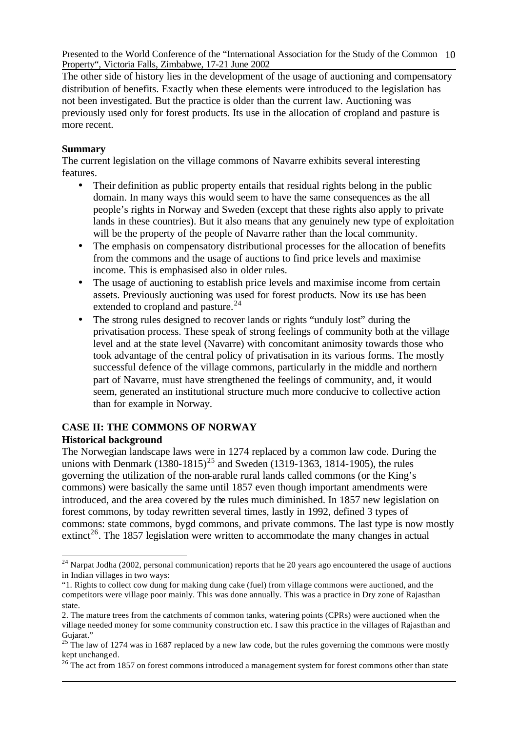The other side of history lies in the development of the usage of auctioning and compensatory distribution of benefits. Exactly when these elements were introduced to the legislation has not been investigated. But the practice is older than the current law. Auctioning was previously used only for forest products. Its use in the allocation of cropland and pasture is more recent.

**Summary**

The current legislation on the village commons of Navarre exhibits several interesting features.

- Their definition as public property entails that residual rights belong in the public domain. In many ways this would seem to have the same consequences as the all people's rights in Norway and Sweden (except that these rights also apply to private lands in these countries). But it also means that any genuinely new type of exploitation will be the property of the people of Navarre rather than the local community.
- The emphasis on compensatory distributional processes for the allocation of benefits from the commons and the usage of auctions to find price levels and maximise income. This is emphasised also in older rules.
- The usage of auctioning to establish price levels and maximise income from certain assets. Previously auctioning was used for forest products. Now its use has been extended to cropland and pasture.[24]
- The strong rules designed to recover lands or rights "unduly lost" during the privatisation process. These speak of strong feelings of community both at the village level and at the state level (Navarre) with concomitant animosity towards those who took advantage of the central policy of privatisation in its various forms. The mostly successful defence of the village commons, particularly in the middle and northern part of Navarre, must have strengthened the feelings of community, and, it would seem, generated an institutional structure much more conducive to collective action than for example in Norway.

## CASE II: THE COMMONS OF NORWAY

### Historical background

The Norwegian landscape laws were in 1274 replaced by a common law code. During the unions with Denmark (1380-1815)[25] and Sweden (1319-1363, 1814-1905), the rules governing the utilization of the non-arable rural lands called commons (or the King's commons) were basically the same until 1857 even though important amendments were introduced, and the area covered by the rules much diminished. In 1857 new legislation on forest commons, by today rewritten several times, lastly in 1992, defined 3 types of commons: state commons, bygd commons, and private commons. The last type is now mostly extinct[26]. The 1857 legislation were written to accommodate the many changes in actual

---

[24] Narpat Jodha (2002, personal communication) reports that he 20 years ago encountered the usage of auctions in Indian villages in two ways:

"1. Rights to collect cow dung for making dung cake (fuel) from village commons were auctioned, and the competitors were village poor mainly. This was done annually. This was a practice in Dry zone of Rajasthan state.

2. The mature trees from the catchments of common tanks, watering points (CPRs) were auctioned when the village needed money for some community construction etc. I saw this practice in the villages of Rajasthan and Gujarat."

[25] The law of 1274 was in 1687 replaced by a new law code, but the rules governing the commons were mostly kept unchanged.

[26] The act from 1857 on forest commons introduced a management system for forest commons other than state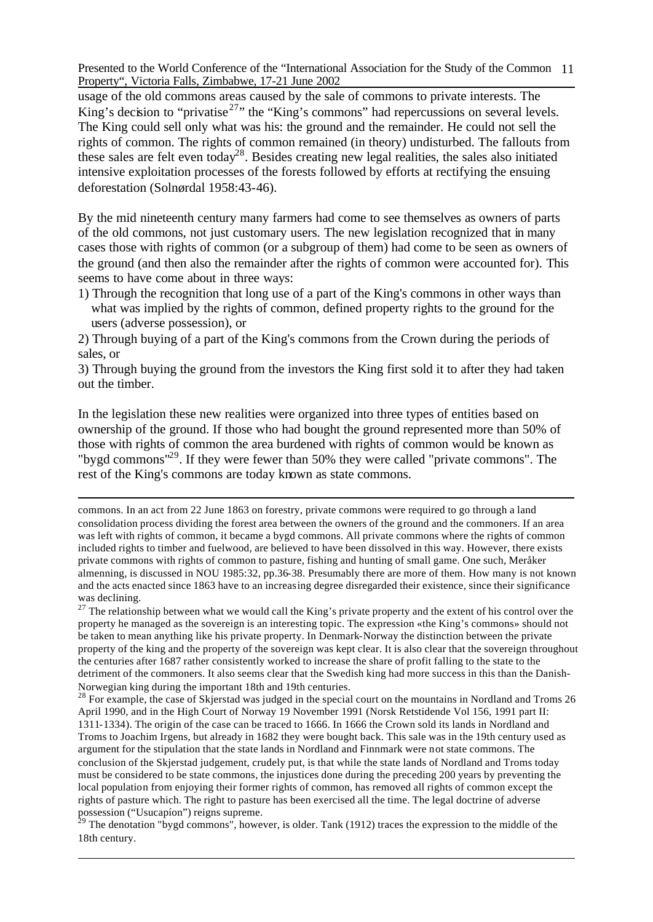usage of the old commons areas caused by the sale of commons to private interests. The King's decision to "privatise[27]" the "King's commons" had repercussions on several levels. The King could sell only what was his: the ground and the remainder. He could not sell the rights of common. The rights of common remained (in theory) undisturbed. The fallouts from these sales are felt even today[28]. Besides creating new legal realities, the sales also initiated intensive exploitation processes of the forests followed by efforts at rectifying the ensuing deforestation (Solnørdal 1958:43-46).

By the mid nineteenth century many farmers had come to see themselves as owners of parts of the old commons, not just customary users. The new legislation recognized that in many cases those with rights of common (or a subgroup of them) had come to be seen as owners of the ground (and then also the remainder after the rights of common were accounted for). This seems to have come about in three ways:

1) Through the recognition that long use of a part of the King's commons in other ways than what was implied by the rights of common, defined property rights to the ground for the users (adverse possession), or

2) Through buying of a part of the King's commons from the Crown during the periods of sales, or

3) Through buying the ground from the investors the King first sold it to after they had taken out the timber.

In the legislation these new realities were organized into three types of entities based on ownership of the ground. If those who had bought the ground represented more than 50% of those with rights of common the area burdened with rights of common would be known as "bygd commons"[29]. If they were fewer than 50% they were called "private commons". The rest of the King's commons are today known as state commons.

---

commons. In an act from 22 June 1863 on forestry, private commons were required to go through a land consolidation process dividing the forest area between the owners of the ground and the commoners. If an area was left with rights of common, it became a bygd commons. All private commons where the rights of common included rights to timber and fuelwood, are believed to have been dissolved in this way. However, there exists private commons with rights of common to pasture, fishing and hunting of small game. One such, Meråker almenning, is discussed in NOU 1985:32, pp.36-38. Presumably there are more of them. How many is not known and the acts enacted since 1863 have to an increasing degree disregarded their existence, since their significance was declining.

[27] The relationship between what we would call the King's private property and the extent of his control over the property he managed as the sovereign is an interesting topic. The expression «the King's commons» should not be taken to mean anything like his private property. In Denmark-Norway the distinction between the private property of the king and the property of the sovereign was kept clear. It is also clear that the sovereign throughout the centuries after 1687 rather consistently worked to increase the share of profit falling to the state to the detriment of the commoners. It also seems clear that the Swedish king had more success in this than the Danish-Norwegian king during the important 18th and 19th centuries.

[28] For example, the case of Skjerstad was judged in the special court on the mountains in Nordland and Troms 26 April 1990, and in the High Court of Norway 19 November 1991 (Norsk Retstidende Vol 156, 1991 part II: 1311-1334). The origin of the case can be traced to 1666. In 1666 the Crown sold its lands in Nordland and Troms to Joachim Irgens, but already in 1682 they were bought back. This sale was in the 19th century used as argument for the stipulation that the state lands in Nordland and Finnmark were not state commons. The conclusion of the Skjerstad judgement, crudely put, is that while the state lands of Nordland and Troms today must be considered to be state commons, the injustices done during the preceding 200 years by preventing the local population from enjoying their former rights of common, has removed all rights of common except the rights of pasture which. The right to pasture has been exercised all the time. The legal doctrine of adverse possession ("Usucapíon") reigns supreme.

[29] The denotation "bygd commons", however, is older. Tank (1912) traces the expression to the middle of the 18th century.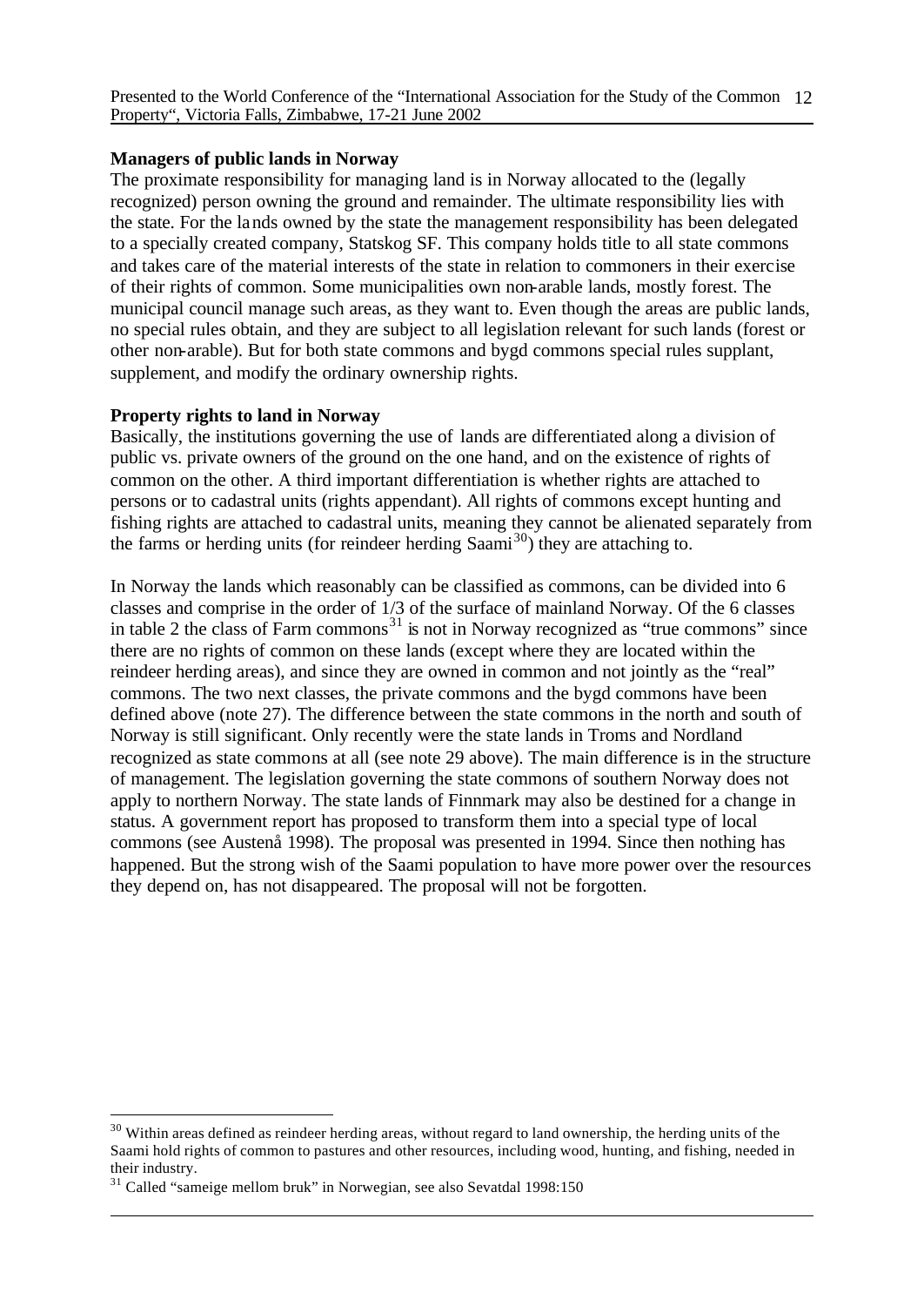**Managers of public lands in Norway**

The proximate responsibility for managing land is in Norway allocated to the (legally recognized) person owning the ground and remainder. The ultimate responsibility lies with the state. For the lands owned by the state the management responsibility has been delegated to a specially created company, Statskog SF. This company holds title to all state commons and takes care of the material interests of the state in relation to commoners in their exercise of their rights of common. Some municipalities own non-arable lands, mostly forest. The municipal council manage such areas, as they want to. Even though the areas are public lands, no special rules obtain, and they are subject to all legislation relevant for such lands (forest or other non-arable). But for both state commons and bygd commons special rules supplant, supplement, and modify the ordinary ownership rights.

**Property rights to land in Norway**

Basically, the institutions governing the use of lands are differentiated along a division of public vs. private owners of the ground on the one hand, and on the existence of rights of common on the other. A third important differentiation is whether rights are attached to persons or to cadastral units (rights appendant). All rights of commons except hunting and fishing rights are attached to cadastral units, meaning they cannot be alienated separately from the farms or herding units (for reindeer herding Saami[30]) they are attaching to.

In Norway the lands which reasonably can be classified as commons, can be divided into 6 classes and comprise in the order of 1/3 of the surface of mainland Norway. Of the 6 classes in table 2 the class of Farm commons[31] is not in Norway recognized as "true commons" since there are no rights of common on these lands (except where they are located within the reindeer herding areas), and since they are owned in common and not jointly as the "real" commons. The two next classes, the private commons and the bygd commons have been defined above (note 27). The difference between the state commons in the north and south of Norway is still significant. Only recently were the state lands in Troms and Nordland recognized as state commons at all (see note 29 above). The main difference is in the structure of management. The legislation governing the state commons of southern Norway does not apply to northern Norway. The state lands of Finnmark may also be destined for a change in status. A government report has proposed to transform them into a special type of local commons (see Austenå 1998). The proposal was presented in 1994. Since then nothing has happened. But the strong wish of the Saami population to have more power over the resources they depend on, has not disappeared. The proposal will not be forgotten.

---

[30] Within areas defined as reindeer herding areas, without regard to land ownership, the herding units of the Saami hold rights of common to pastures and other resources, including wood, hunting, and fishing, needed in their industry.

[31] Called "sameige mellom bruk" in Norwegian, see also Sevatdal 1998:150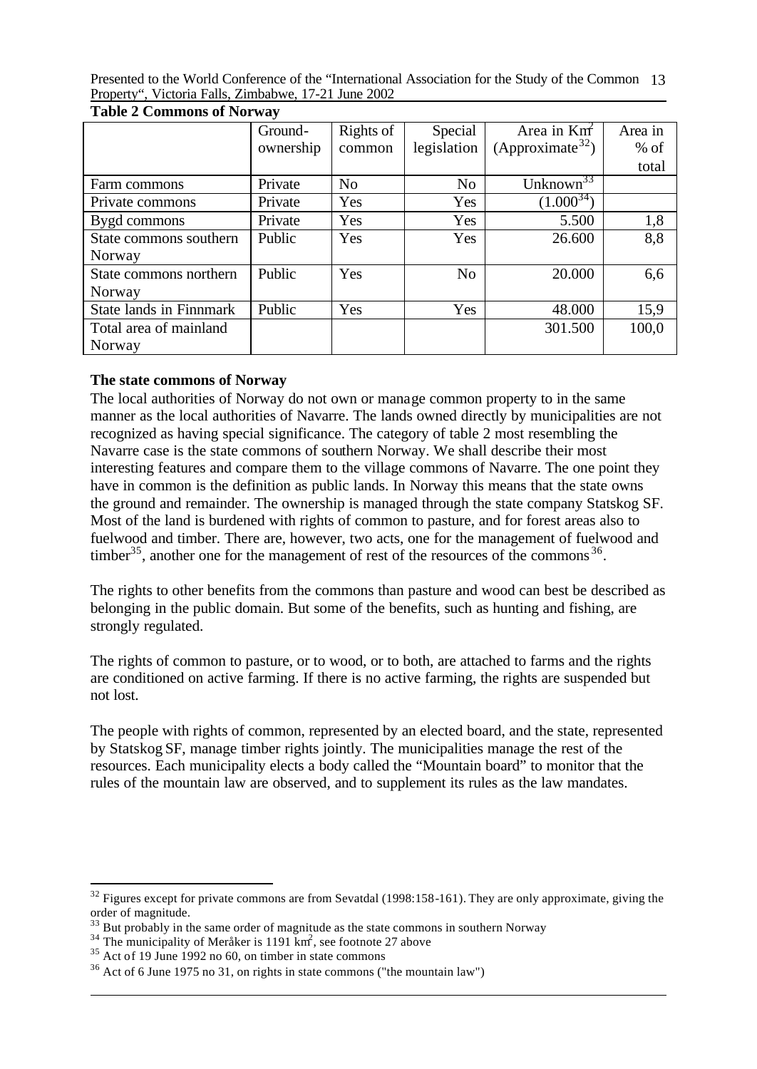**Table 2 Commons of Norway**

| | Ground-ownership | Rights of common | Special legislation | Area in Km² (Approximate[32]) | Area in % of total |
|---|---|---|---|---|---|
| Farm commons | Private | No | No | Unknown[33] | |
| Private commons | Private | Yes | Yes | (1.000[34]) | |
| Bygd commons | Private | Yes | Yes | 5.500 | 1,8 |
| State commons southern Norway | Public | Yes | Yes | 26.600 | 8,8 |
| State commons northern Norway | Public | Yes | No | 20.000 | 6,6 |
| State lands in Finnmark | Public | Yes | Yes | 48.000 | 15,9 |
| Total area of mainland Norway | | | | 301.500 | 100,0 |

**The state commons of Norway**

The local authorities of Norway do not own or manage common property to in the same manner as the local authorities of Navarre. The lands owned directly by municipalities are not recognized as having special significance. The category of table 2 most resembling the Navarre case is the state commons of southern Norway. We shall describe their most interesting features and compare them to the village commons of Navarre. The one point they have in common is the definition as public lands. In Norway this means that the state owns the ground and remainder. The ownership is managed through the state company Statskog SF. Most of the land is burdened with rights of common to pasture, and for forest areas also to fuelwood and timber. There are, however, two acts, one for the management of fuelwood and timber[35], another one for the management of rest of the resources of the commons[36].

The rights to other benefits from the commons than pasture and wood can best be described as belonging in the public domain. But some of the benefits, such as hunting and fishing, are strongly regulated.

The rights of common to pasture, or to wood, or to both, are attached to farms and the rights are conditioned on active farming. If there is no active farming, the rights are suspended but not lost.

The people with rights of common, represented by an elected board, and the state, represented by Statskog SF, manage timber rights jointly. The municipalities manage the rest of the resources. Each municipality elects a body called the "Mountain board" to monitor that the rules of the mountain law are observed, and to supplement its rules as the law mandates.

---

[32] Figures except for private commons are from Sevatdal (1998:158-161). They are only approximate, giving the order of magnitude.

[33] But probably in the same order of magnitude as the state commons in southern Norway

[34] The municipality of Meråker is 1191 km², see footnote 27 above

[35] Act of 19 June 1992 no 60, on timber in state commons

[36] Act of 6 June 1975 no 31, on rights in state commons ("the mountain law")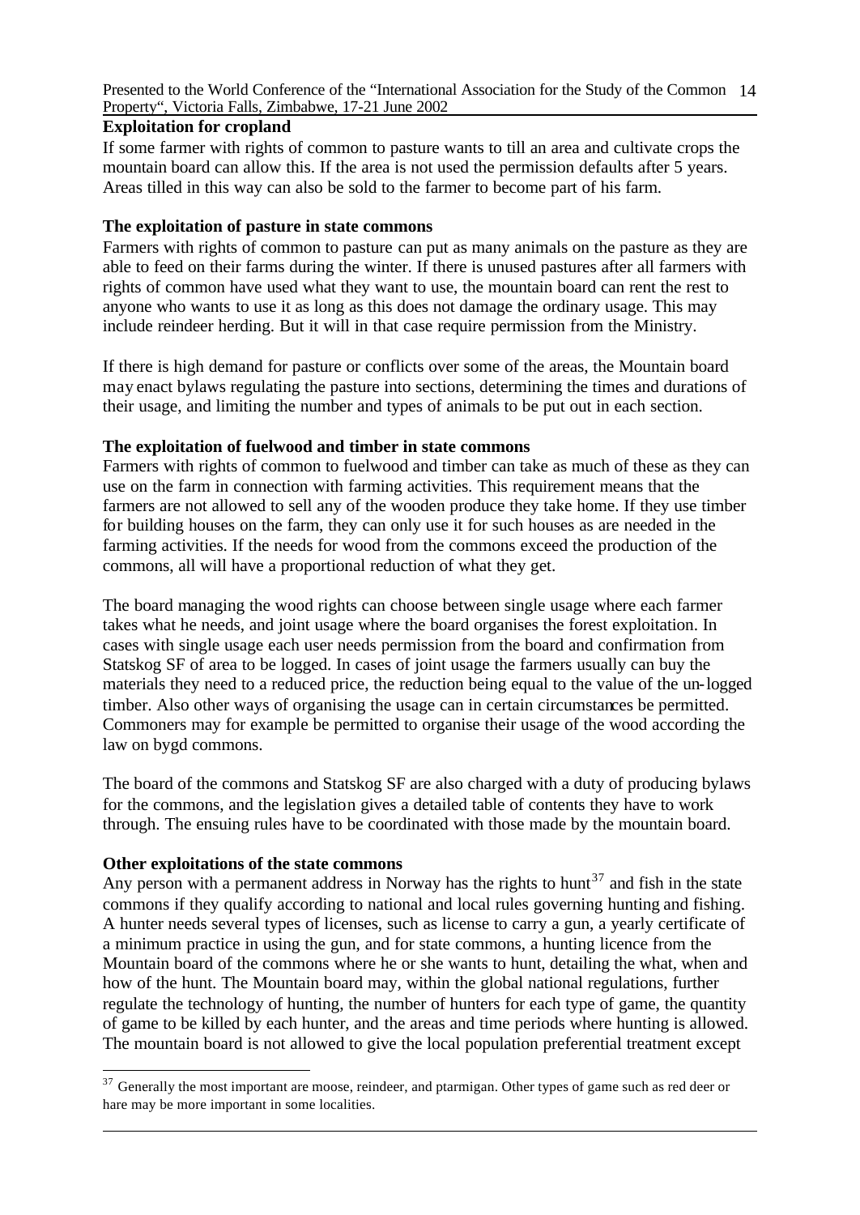**Exploitation for cropland**

If some farmer with rights of common to pasture wants to till an area and cultivate crops the mountain board can allow this. If the area is not used the permission defaults after 5 years. Areas tilled in this way can also be sold to the farmer to become part of his farm.

**The exploitation of pasture in state commons**

Farmers with rights of common to pasture can put as many animals on the pasture as they are able to feed on their farms during the winter. If there is unused pastures after all farmers with rights of common have used what they want to use, the mountain board can rent the rest to anyone who wants to use it as long as this does not damage the ordinary usage. This may include reindeer herding. But it will in that case require permission from the Ministry.

If there is high demand for pasture or conflicts over some of the areas, the Mountain board may enact bylaws regulating the pasture into sections, determining the times and durations of their usage, and limiting the number and types of animals to be put out in each section.

**The exploitation of fuelwood and timber in state commons**

Farmers with rights of common to fuelwood and timber can take as much of these as they can use on the farm in connection with farming activities. This requirement means that the farmers are not allowed to sell any of the wooden produce they take home. If they use timber for building houses on the farm, they can only use it for such houses as are needed in the farming activities. If the needs for wood from the commons exceed the production of the commons, all will have a proportional reduction of what they get.

The board managing the wood rights can choose between single usage where each farmer takes what he needs, and joint usage where the board organises the forest exploitation. In cases with single usage each user needs permission from the board and confirmation from Statskog SF of area to be logged. In cases of joint usage the farmers usually can buy the materials they need to a reduced price, the reduction being equal to the value of the un-logged timber. Also other ways of organising the usage can in certain circumstances be permitted. Commoners may for example be permitted to organise their usage of the wood according the law on bygd commons.

The board of the commons and Statskog SF are also charged with a duty of producing bylaws for the commons, and the legislation gives a detailed table of contents they have to work through. The ensuing rules have to be coordinated with those made by the mountain board.

**Other exploitations of the state commons**

Any person with a permanent address in Norway has the rights to hunt[37] and fish in the state commons if they qualify according to national and local rules governing hunting and fishing. A hunter needs several types of licenses, such as license to carry a gun, a yearly certificate of a minimum practice in using the gun, and for state commons, a hunting licence from the Mountain board of the commons where he or she wants to hunt, detailing the what, when and how of the hunt. The Mountain board may, within the global national regulations, further regulate the technology of hunting, the number of hunters for each type of game, the quantity of game to be killed by each hunter, and the areas and time periods where hunting is allowed. The mountain board is not allowed to give the local population preferential treatment except

[37] Generally the most important are moose, reindeer, and ptarmigan. Other types of game such as red deer or hare may be more important in some localities.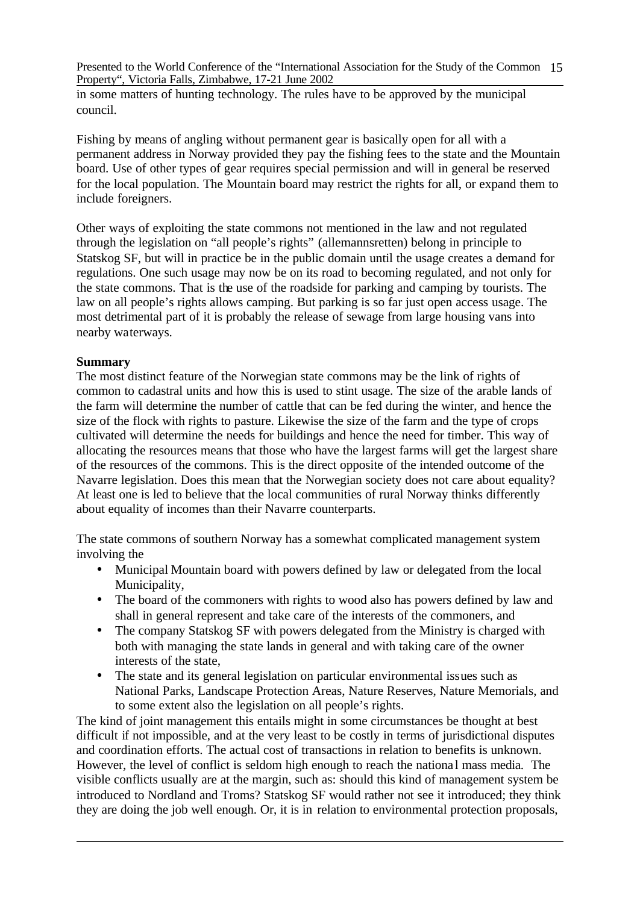in some matters of hunting technology. The rules have to be approved by the municipal council.

Fishing by means of angling without permanent gear is basically open for all with a permanent address in Norway provided they pay the fishing fees to the state and the Mountain board. Use of other types of gear requires special permission and will in general be reserved for the local population. The Mountain board may restrict the rights for all, or expand them to include foreigners.

Other ways of exploiting the state commons not mentioned in the law and not regulated through the legislation on "all people's rights" (allemannsretten) belong in principle to Statskog SF, but will in practice be in the public domain until the usage creates a demand for regulations. One such usage may now be on its road to becoming regulated, and not only for the state commons. That is the use of the roadside for parking and camping by tourists. The law on all people's rights allows camping. But parking is so far just open access usage. The most detrimental part of it is probably the release of sewage from large housing vans into nearby waterways.

**Summary**

The most distinct feature of the Norwegian state commons may be the link of rights of common to cadastral units and how this is used to stint usage. The size of the arable lands of the farm will determine the number of cattle that can be fed during the winter, and hence the size of the flock with rights to pasture. Likewise the size of the farm and the type of crops cultivated will determine the needs for buildings and hence the need for timber. This way of allocating the resources means that those who have the largest farms will get the largest share of the resources of the commons. This is the direct opposite of the intended outcome of the Navarre legislation. Does this mean that the Norwegian society does not care about equality? At least one is led to believe that the local communities of rural Norway thinks differently about equality of incomes than their Navarre counterparts.

The state commons of southern Norway has a somewhat complicated management system involving the

- Municipal Mountain board with powers defined by law or delegated from the local Municipality,
- The board of the commoners with rights to wood also has powers defined by law and shall in general represent and take care of the interests of the commoners, and
- The company Statskog SF with powers delegated from the Ministry is charged with both with managing the state lands in general and with taking care of the owner interests of the state,
- The state and its general legislation on particular environmental issues such as National Parks, Landscape Protection Areas, Nature Reserves, Nature Memorials, and to some extent also the legislation on all people's rights.

The kind of joint management this entails might in some circumstances be thought at best difficult if not impossible, and at the very least to be costly in terms of jurisdictional disputes and coordination efforts. The actual cost of transactions in relation to benefits is unknown. However, the level of conflict is seldom high enough to reach the national mass media. The visible conflicts usually are at the margin, such as: should this kind of management system be introduced to Nordland and Troms? Statskog SF would rather not see it introduced; they think they are doing the job well enough. Or, it is in relation to environmental protection proposals,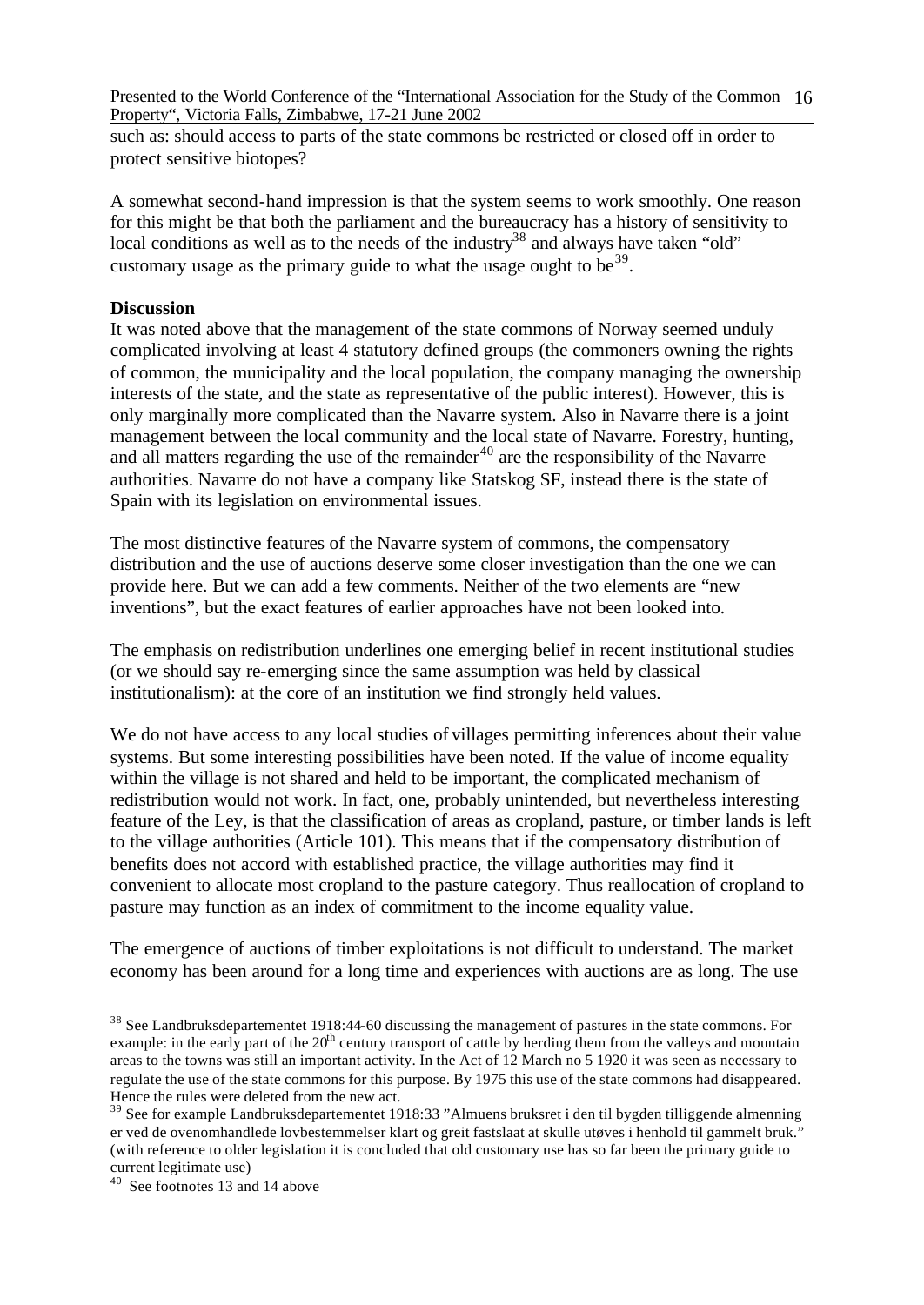such as: should access to parts of the state commons be restricted or closed off in order to protect sensitive biotopes?

A somewhat second-hand impression is that the system seems to work smoothly. One reason for this might be that both the parliament and the bureaucracy has a history of sensitivity to local conditions as well as to the needs of the industry[38] and always have taken "old" customary usage as the primary guide to what the usage ought to be[39].

**Discussion**

It was noted above that the management of the state commons of Norway seemed unduly complicated involving at least 4 statutory defined groups (the commoners owning the rights of common, the municipality and the local population, the company managing the ownership interests of the state, and the state as representative of the public interest). However, this is only marginally more complicated than the Navarre system. Also in Navarre there is a joint management between the local community and the local state of Navarre. Forestry, hunting, and all matters regarding the use of the remainder[40] are the responsibility of the Navarre authorities. Navarre do not have a company like Statskog SF, instead there is the state of Spain with its legislation on environmental issues.

The most distinctive features of the Navarre system of commons, the compensatory distribution and the use of auctions deserve some closer investigation than the one we can provide here. But we can add a few comments. Neither of the two elements are "new inventions", but the exact features of earlier approaches have not been looked into.

The emphasis on redistribution underlines one emerging belief in recent institutional studies (or we should say re-emerging since the same assumption was held by classical institutionalism): at the core of an institution we find strongly held values.

We do not have access to any local studies of villages permitting inferences about their value systems. But some interesting possibilities have been noted. If the value of income equality within the village is not shared and held to be important, the complicated mechanism of redistribution would not work. In fact, one, probably unintended, but nevertheless interesting feature of the Ley, is that the classification of areas as cropland, pasture, or timber lands is left to the village authorities (Article 101). This means that if the compensatory distribution of benefits does not accord with established practice, the village authorities may find it convenient to allocate most cropland to the pasture category. Thus reallocation of cropland to pasture may function as an index of commitment to the income equality value.

The emergence of auctions of timber exploitations is not difficult to understand. The market economy has been around for a long time and experiences with auctions are as long. The use

---

[38] See Landbruksdepartementet 1918:44-60 discussing the management of pastures in the state commons. For example: in the early part of the 20th century transport of cattle by herding them from the valleys and mountain areas to the towns was still an important activity. In the Act of 12 March no 5 1920 it was seen as necessary to regulate the use of the state commons for this purpose. By 1975 this use of the state commons had disappeared. Hence the rules were deleted from the new act.

[39] See for example Landbruksdepartementet 1918:33 "Almuens bruksret i den til bygden tilliggende almenning er ved de ovenomhandlede lovbestemmelser klart og greit fastslaat at skulle utøves i henhold til gammelt bruk." (with reference to older legislation it is concluded that old customary use has so far been the primary guide to current legitimate use)

[40] See footnotes 13 and 14 above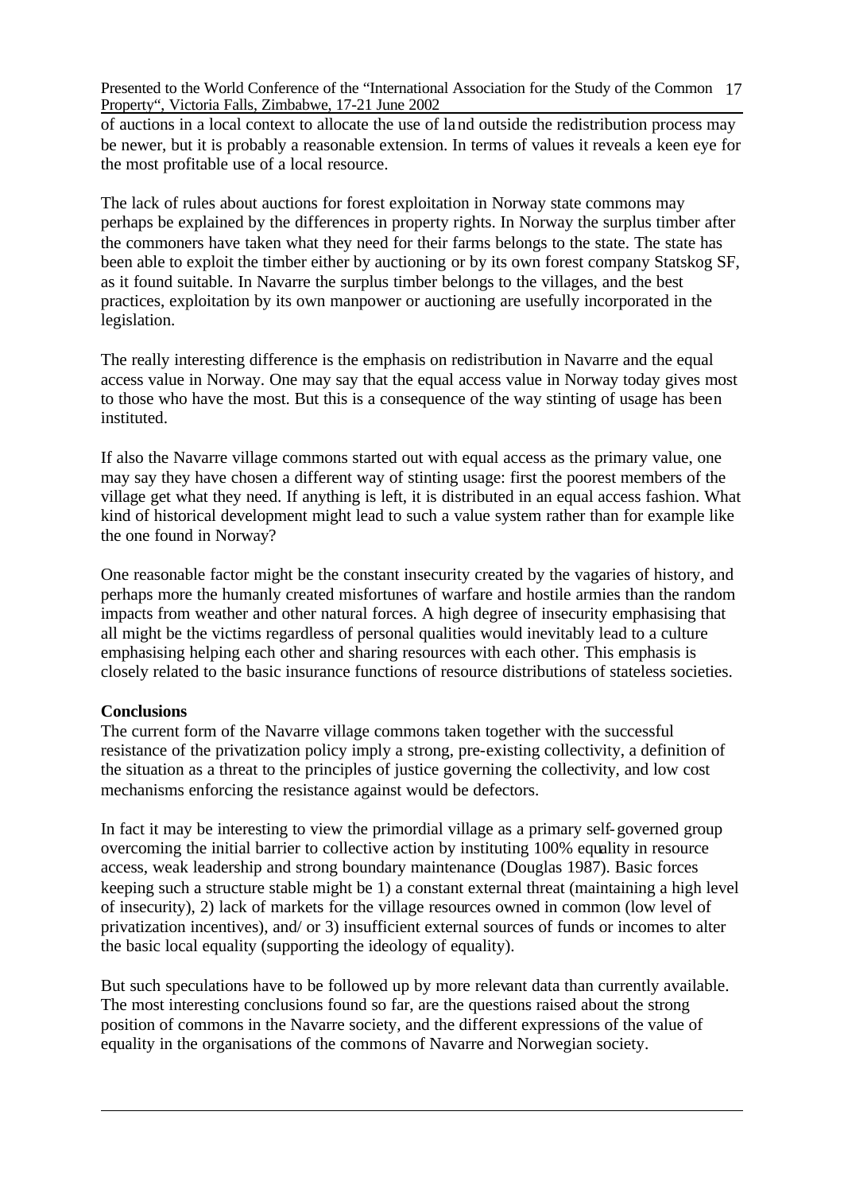of auctions in a local context to allocate the use of land outside the redistribution process may be newer, but it is probably a reasonable extension. In terms of values it reveals a keen eye for the most profitable use of a local resource.

The lack of rules about auctions for forest exploitation in Norway state commons may perhaps be explained by the differences in property rights. In Norway the surplus timber after the commoners have taken what they need for their farms belongs to the state. The state has been able to exploit the timber either by auctioning or by its own forest company Statskog SF, as it found suitable. In Navarre the surplus timber belongs to the villages, and the best practices, exploitation by its own manpower or auctioning are usefully incorporated in the legislation.

The really interesting difference is the emphasis on redistribution in Navarre and the equal access value in Norway. One may say that the equal access value in Norway today gives most to those who have the most. But this is a consequence of the way stinting of usage has been instituted.

If also the Navarre village commons started out with equal access as the primary value, one may say they have chosen a different way of stinting usage: first the poorest members of the village get what they need. If anything is left, it is distributed in an equal access fashion. What kind of historical development might lead to such a value system rather than for example like the one found in Norway?

One reasonable factor might be the constant insecurity created by the vagaries of history, and perhaps more the humanly created misfortunes of warfare and hostile armies than the random impacts from weather and other natural forces. A high degree of insecurity emphasising that all might be the victims regardless of personal qualities would inevitably lead to a culture emphasising helping each other and sharing resources with each other. This emphasis is closely related to the basic insurance functions of resource distributions of stateless societies.

**Conclusions**

The current form of the Navarre village commons taken together with the successful resistance of the privatization policy imply a strong, pre-existing collectivity, a definition of the situation as a threat to the principles of justice governing the collectivity, and low cost mechanisms enforcing the resistance against would be defectors.

In fact it may be interesting to view the primordial village as a primary self-governed group overcoming the initial barrier to collective action by instituting 100% equality in resource access, weak leadership and strong boundary maintenance (Douglas 1987). Basic forces keeping such a structure stable might be 1) a constant external threat (maintaining a high level of insecurity), 2) lack of markets for the village resources owned in common (low level of privatization incentives), and/ or 3) insufficient external sources of funds or incomes to alter the basic local equality (supporting the ideology of equality).

But such speculations have to be followed up by more relevant data than currently available. The most interesting conclusions found so far, are the questions raised about the strong position of commons in the Navarre society, and the different expressions of the value of equality in the organisations of the commons of Navarre and Norwegian society.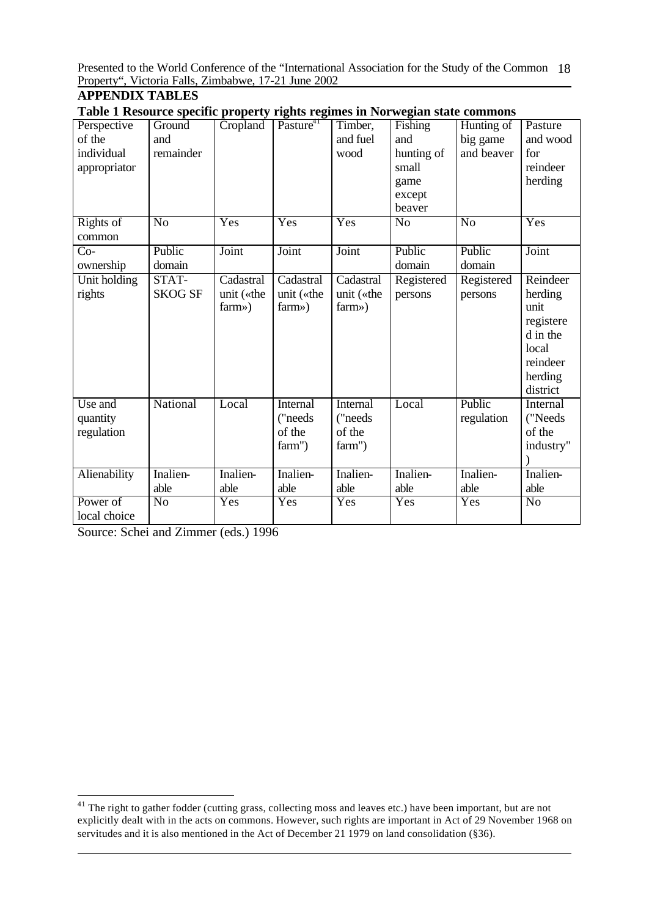## APPENDIX TABLES

**Table 1 Resource specific property rights regimes in Norwegian state commons**

| Perspective of the individual appropriator | Ground and remainder | Cropland | Pasture[41] | Timber, and fuel wood | Fishing and hunting of small game except beaver | Hunting of big game and beaver | Pasture and wood for reindeer herding |
|---|---|---|---|---|---|---|---|
| Rights of common | No | Yes | Yes | Yes | No | No | Yes |
| Co-ownership | Public domain | Joint | Joint | Joint | Public domain | Public domain | Joint |
| Unit holding rights | STAT-SKOG SF | Cadastral unit («the farm») | Cadastral unit («the farm») | Cadastral unit («the farm») | Registered persons | Registered persons | Reindeer herding unit registered in the local reindeer herding district |
| Use and quantity regulation | National | Local | Internal ("needs of the farm") | Internal ("needs of the farm") | Local | Public regulation | Internal ("Needs of the industry") |
| Alienability | Inalien-able | Inalien-able | Inalien-able | Inalien-able | Inalien-able | Inalien-able | Inalien-able |
| Power of local choice | No | Yes | Yes | Yes | Yes | Yes | No |

Source: Schei and Zimmer (eds.) 1996

[41] The right to gather fodder (cutting grass, collecting moss and leaves etc.) have been important, but are not explicitly dealt with in the acts on commons. However, such rights are important in Act of 29 November 1968 on servitudes and it is also mentioned in the Act of December 21 1979 on land consolidation (§36).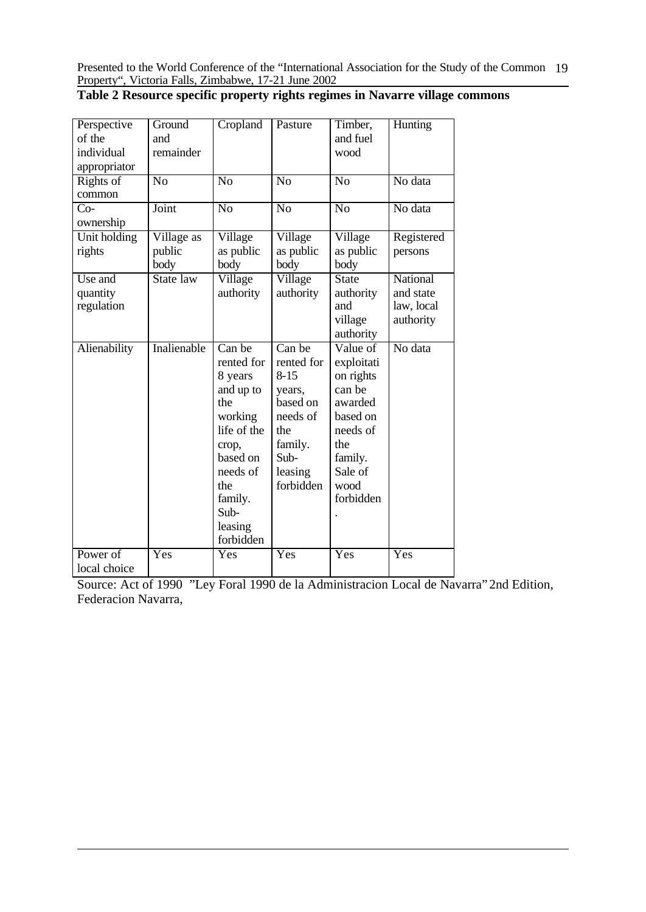**Table 2 Resource specific property rights regimes in Navarre village commons**

| Perspective of the individual appropriator | Ground and remainder | Cropland | Pasture | Timber, and fuel wood | Hunting |
|---|---|---|---|---|---|
| Rights of common | No | No | No | No | No data |
| Co-ownership | Joint | No | No | No | No data |
| Unit holding rights | Village as public body | Village as public body | Village as public body | Village as public body | Registered persons |
| Use and quantity regulation | State law | Village authority | Village authority | State authority and village authority | National and state law, local authority |
| Alienability | Inalienable | Can be rented for 8 years and up to the working life of the crop, based on needs of the family. Sub-leasing forbidden | Can be rented for 8-15 years, based on needs of the family. Sub-leasing forbidden | Value of exploitation rights can be awarded based on needs of the family. Sale of wood forbidden. | No data |
| Power of local choice | Yes | Yes | Yes | Yes | Yes |

Source: Act of 1990 "Ley Foral 1990 de la Administracion Local de Navarra" 2nd Edition, Federacion Navarra,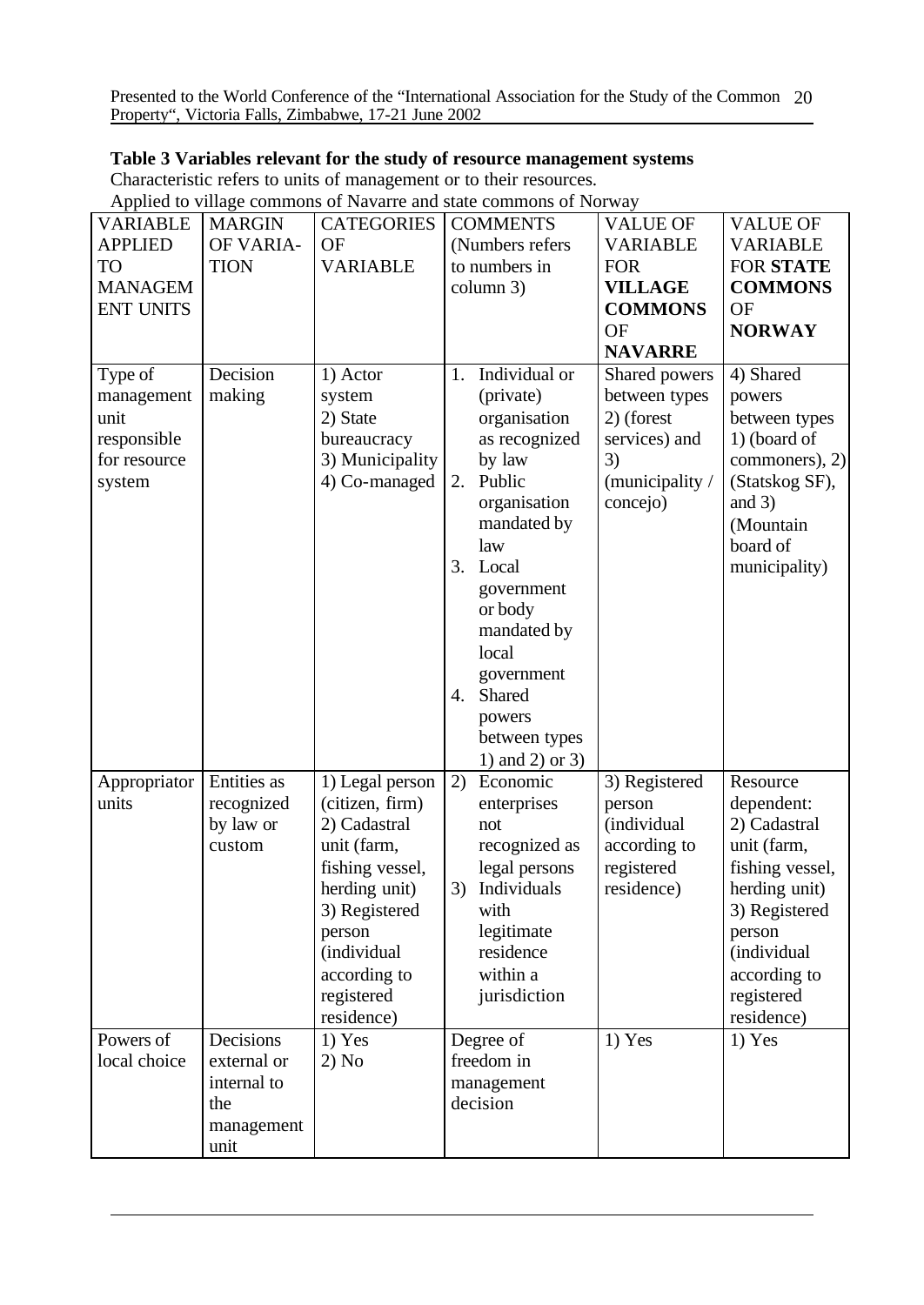**Table 3 Variables relevant for the study of resource management systems**

Characteristic refers to units of management or to their resources.

Applied to village commons of Navarre and state commons of Norway

| VARIABLE APPLIED TO MANAGEMENT UNITS | MARGIN OF VARIATION | CATEGORIES OF VARIABLE | COMMENTS (Numbers refers to numbers in column 3) | VALUE OF VARIABLE FOR **VILLAGE COMMONS** OF **NAVARRE** | VALUE OF VARIABLE FOR **STATE COMMONS** OF **NORWAY** |
|---|---|---|---|---|---|
| Type of management unit responsible for resource system | Decision making | 1) Actor system 2) State bureaucracy 3) Municipality 4) Co-managed | 1. Individual or (private) organisation as recognized by law 2. Public organisation mandated by law 3. Local government or body mandated by local government 4. Shared powers between types 1) and 2) or 3) | Shared powers between types 2) (forest services) and 3) (municipality / concejo) | 4) Shared powers between types 1) (board of commoners), 2) (Statskog SF), and 3) (Mountain board of municipality) |
| Appropriator units | Entities as recognized by law or custom | 1) Legal person (citizen, firm) 2) Cadastral unit (farm, fishing vessel, herding unit) 3) Registered person (individual according to registered residence) | 2) Economic enterprises not recognized as legal persons 3) Individuals with legitimate residence within a jurisdiction | 3) Registered person (individual according to registered residence) | Resource dependent: 2) Cadastral unit (farm, fishing vessel, herding unit) 3) Registered person (individual according to registered residence) |
| Powers of local choice | Decisions external or internal to the management unit | 1) Yes 2) No | Degree of freedom in management decision | 1) Yes | 1) Yes |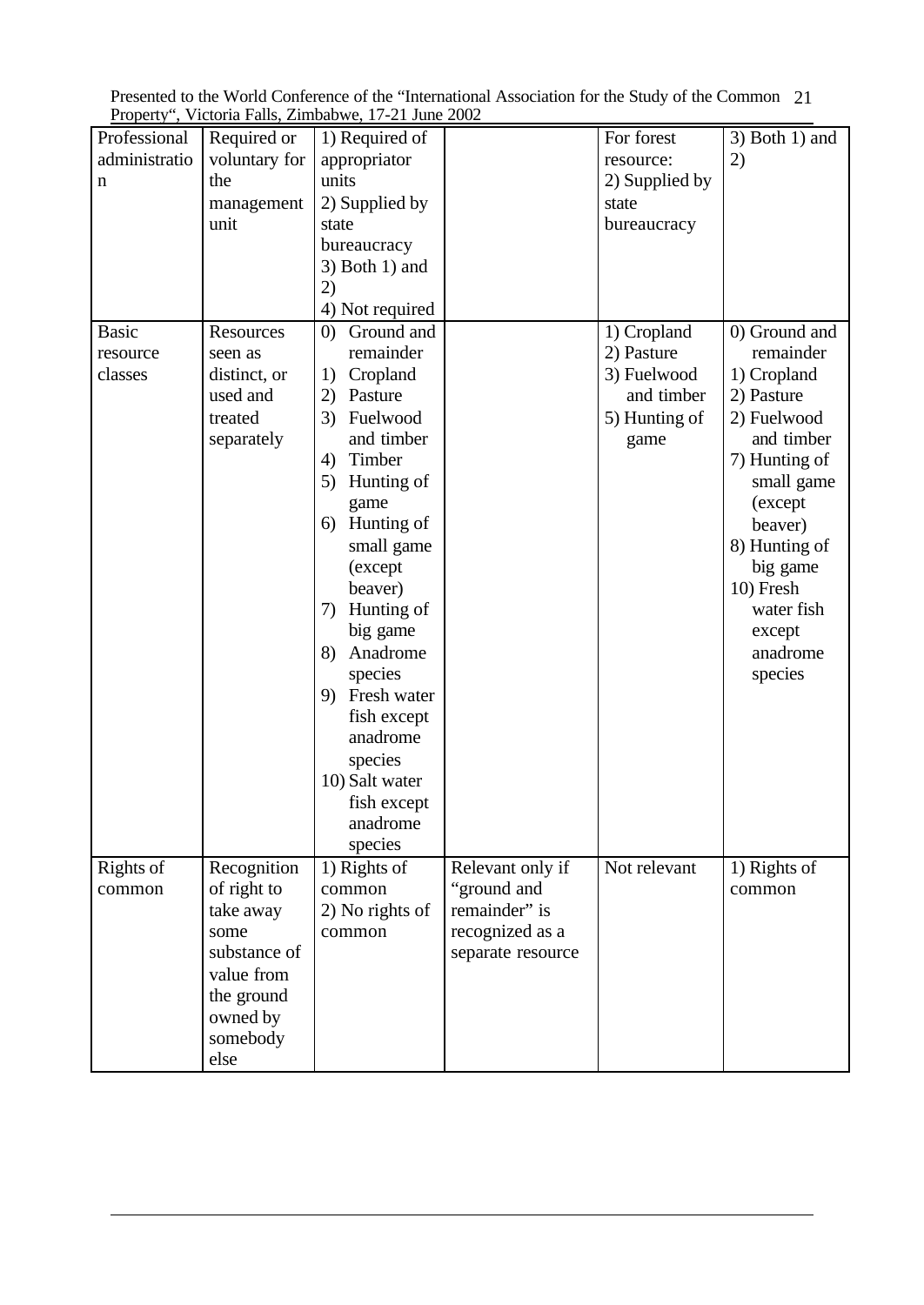| Professional administration | Required or voluntary for the management unit | 1) Required of appropriator units<br>2) Supplied by state bureaucracy<br>3) Both 1) and 2)<br>4) Not required | | For forest resource:<br>2) Supplied by state bureaucracy | 3) Both 1) and 2) |
|---|---|---|---|---|---|
| Basic resource classes | Resources seen as distinct, or used and treated separately | 0) Ground and remainder<br>1) Cropland<br>2) Pasture<br>3) Fuelwood and timber<br>4) Timber<br>5) Hunting of game<br>6) Hunting of small game (except beaver)<br>7) Hunting of big game<br>8) Anadrome species<br>9) Fresh water fish except anadrome species<br>10) Salt water fish except anadrome species | | 1) Cropland<br>2) Pasture<br>3) Fuelwood and timber<br>5) Hunting of game | 0) Ground and remainder<br>1) Cropland<br>2) Pasture<br>2) Fuelwood and timber<br>7) Hunting of small game (except beaver)<br>8) Hunting of big game<br>10) Fresh water fish except anadrome species |
| Rights of common | Recognition of right to take away some substance of value from the ground owned by somebody else | 1) Rights of common<br>2) No rights of common | Relevant only if "ground and remainder" is recognized as a separate resource | Not relevant | 1) Rights of common |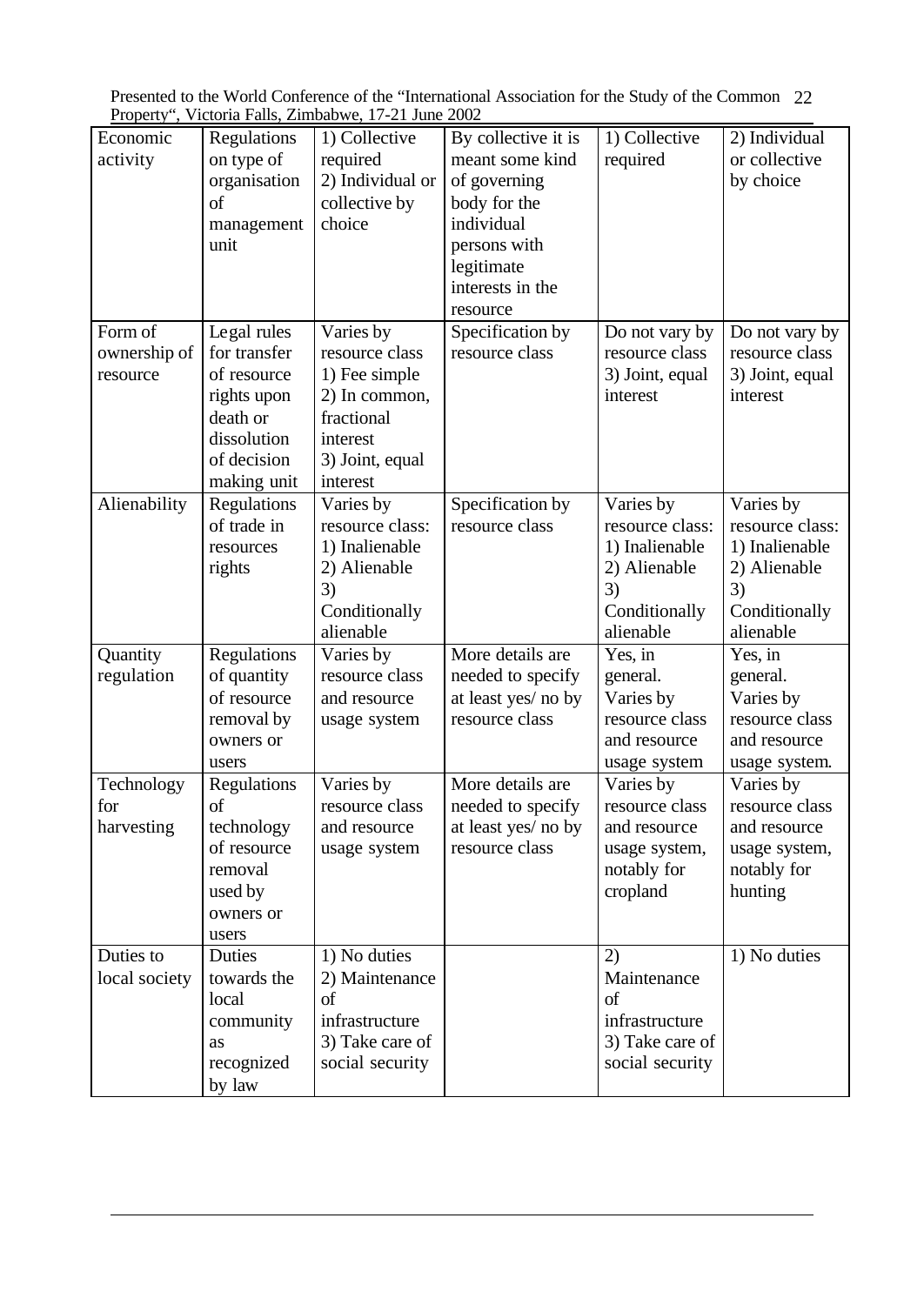| Economic activity | Regulations on type of organisation of management unit | 1) Collective required 2) Individual or collective by choice | By collective it is meant some kind of governing body for the individual persons with legitimate interests in the resource | 1) Collective required | 2) Individual or collective by choice |
|---|---|---|---|---|---|
| Form of ownership of resource | Legal rules for transfer of resource rights upon death or dissolution of decision making unit | Varies by resource class 1) Fee simple 2) In common, fractional interest 3) Joint, equal interest | Specification by resource class | Do not vary by resource class 3) Joint, equal interest | Do not vary by resource class 3) Joint, equal interest |
| Alienability | Regulations of trade in resources rights | Varies by resource class: 1) Inalienable 2) Alienable 3) Conditionally alienable | Specification by resource class | Varies by resource class: 1) Inalienable 2) Alienable 3) Conditionally alienable | Varies by resource class: 1) Inalienable 2) Alienable 3) Conditionally alienable |
| Quantity regulation | Regulations of quantity of resource removal by owners or users | Varies by resource class and resource usage system | More details are needed to specify at least yes/ no by resource class | Yes, in general. Varies by resource class and resource usage system | Yes, in general. Varies by resource class and resource usage system. |
| Technology for harvesting | Regulations of technology of resource removal used by owners or users | Varies by resource class and resource usage system | More details are needed to specify at least yes/ no by resource class | Varies by resource class and resource usage system, notably for cropland | Varies by resource class and resource usage system, notably for hunting |
| Duties to local society | Duties towards the local community as recognized by law | 1) No duties 2) Maintenance of infrastructure 3) Take care of social security | | 2) Maintenance of infrastructure 3) Take care of social security | 1) No duties |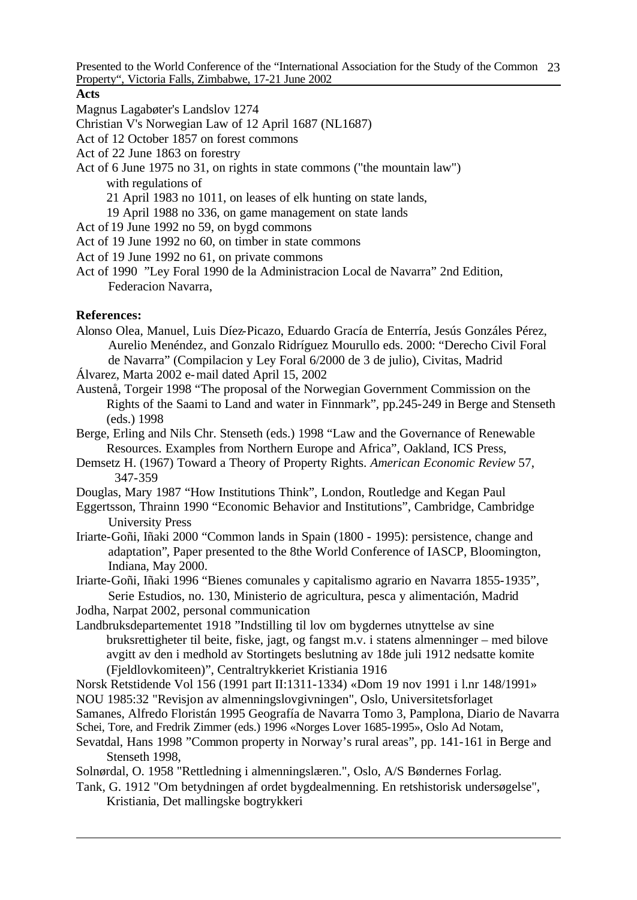**Acts**

Magnus Lagabøter's Landslov 1274

Christian V's Norwegian Law of 12 April 1687 (NL1687)

Act of 12 October 1857 on forest commons

Act of 22 June 1863 on forestry

Act of 6 June 1975 no 31, on rights in state commons ("the mountain law")
with regulations of
21 April 1983 no 1011, on leases of elk hunting on state lands,
19 April 1988 no 336, on game management on state lands

Act of 19 June 1992 no 59, on bygd commons

Act of 19 June 1992 no 60, on timber in state commons

Act of 19 June 1992 no 61, on private commons

Act of 1990 "Ley Foral 1990 de la Administracion Local de Navarra" 2nd Edition, Federacion Navarra,

**References:**

Alonso Olea, Manuel, Luis Díez-Picazo, Eduardo Gracía de Enterría, Jesús Gonzáles Pérez, Aurelio Menéndez, and Gonzalo Ridríguez Mourullo eds. 2000: "Derecho Civil Foral de Navarra" (Compilacion y Ley Foral 6/2000 de 3 de julio), Civitas, Madrid

Álvarez, Marta 2002 e-mail dated April 15, 2002

Austenå, Torgeir 1998 "The proposal of the Norwegian Government Commission on the Rights of the Saami to Land and water in Finnmark", pp.245-249 in Berge and Stenseth (eds.) 1998

Berge, Erling and Nils Chr. Stenseth (eds.) 1998 "Law and the Governance of Renewable Resources. Examples from Northern Europe and Africa", Oakland, ICS Press,

Demsetz H. (1967) Toward a Theory of Property Rights. *American Economic Review* 57, 347-359

Douglas, Mary 1987 "How Institutions Think", London, Routledge and Kegan Paul

Eggertsson, Thrainn 1990 "Economic Behavior and Institutions", Cambridge, Cambridge University Press

Iriarte-Goñi, Iñaki 2000 "Common lands in Spain (1800 - 1995): persistence, change and adaptation", Paper presented to the 8the World Conference of IASCP, Bloomington, Indiana, May 2000.

Iriarte-Goñi, Iñaki 1996 "Bienes comunales y capitalismo agrario en Navarra 1855-1935", Serie Estudios, no. 130, Ministerio de agricultura, pesca y alimentación, Madrid

Jodha, Narpat 2002, personal communication

Landbruksdepartementet 1918 "Indstilling til lov om bygdernes utnyttelse av sine bruksrettigheter til beite, fiske, jagt, og fangst m.v. i statens almenninger – med bilove avgitt av den i medhold av Stortingets beslutning av 18de juli 1912 nedsatte komite (Fjeldlovkomiteen)", Centraltrykkeriet Kristiania 1916

Norsk Retstidende Vol 156 (1991 part II:1311-1334) «Dom 19 nov 1991 i l.nr 148/1991»

NOU 1985:32 "Revisjon av almenningslovgivningen", Oslo, Universitetsforlaget

Samanes, Alfredo Floristán 1995 Geografía de Navarra Tomo 3, Pamplona, Diario de Navarra

Schei, Tore, and Fredrik Zimmer (eds.) 1996 «Norges Lover 1685-1995», Oslo Ad Notam,

Sevatdal, Hans 1998 "Common property in Norway's rural areas", pp. 141-161 in Berge and Stenseth 1998,

Solnørdal, O. 1958 "Rettledning i almenningslæren.", Oslo, A/S Bøndernes Forlag.

Tank, G. 1912 "Om betydningen af ordet bygdealmenning. En retshistorisk undersøgelse", Kristiania, Det mallingske bogtrykkeri